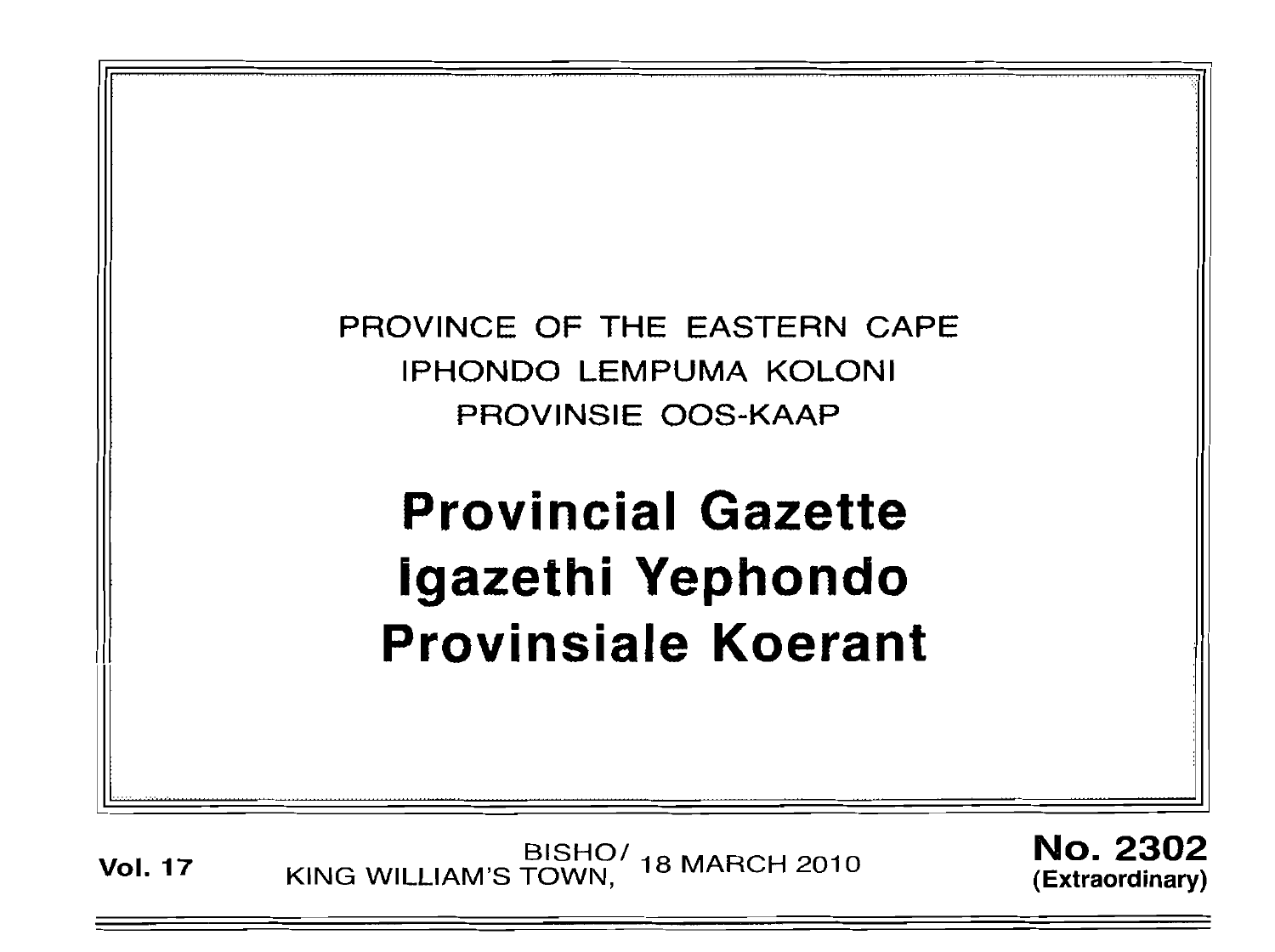PROVINCE OF THE EASTERN CAPE

IPHONDO LEMPUMA KOLONI

PROVINSIE OOS-KAAP

# Provincial Gazette
# Igazethi Yephondo
# Provinsiale Koerant

**Vol. 17** BISHO/ KING WILLIAM'S TOWN, 18 MARCH 2010 **No. 2302** **(Extraordinary)**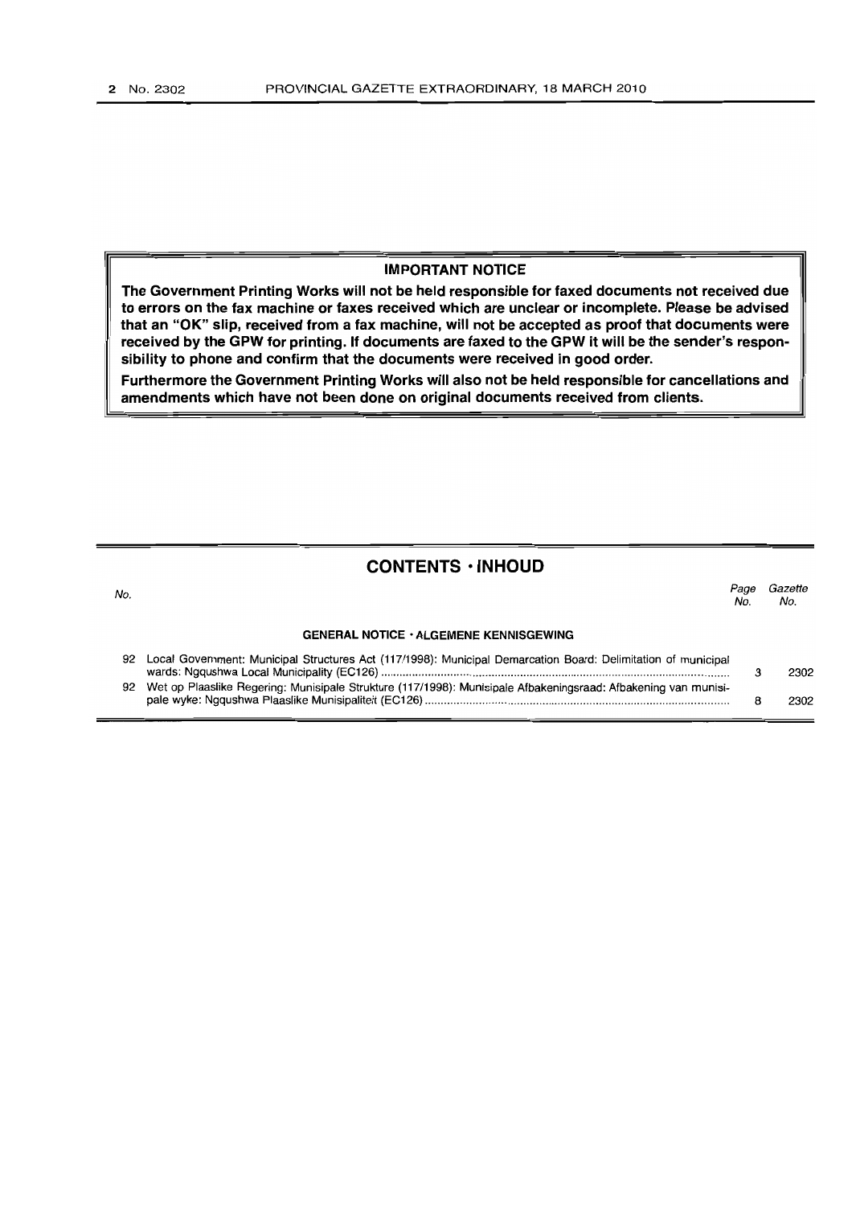**IMPORTANT NOTICE**

**The Government Printing Works will not be held responsible for faxed documents not received due to errors on the fax machine or faxes received which are unclear or incomplete. Please be advised that an "OK" slip, received from a fax machine, will not be accepted as proof that documents were received by the GPW for printing. If documents are faxed to the GPW it will be the sender's responsibility to phone and confirm that the documents were received in good order.**

**Furthermore the Government Printing Works will also not be held responsible for cancellations and amendments which have not been done on original documents received from clients.**

## CONTENTS · INHOUD

| No. | | Page No. | Gazette No. |
|---|---|---|---|
| | **GENERAL NOTICE · ALGEMENE KENNISGEWING** | | |
| 92 | Local Government: Municipal Structures Act (117/1998): Municipal Demarcation Board: Delimitation of municipal wards: Ngqushwa Local Municipality (EC126) | 3 | 2302 |
| 92 | Wet op Plaaslike Regering: Munisipale Strukture (117/1998): Munisipale Afbakeningsraad: Afbakening van munisipale wyke: Ngqushwa Plaaslike Munisipaliteit (EC126) | 8 | 2302 |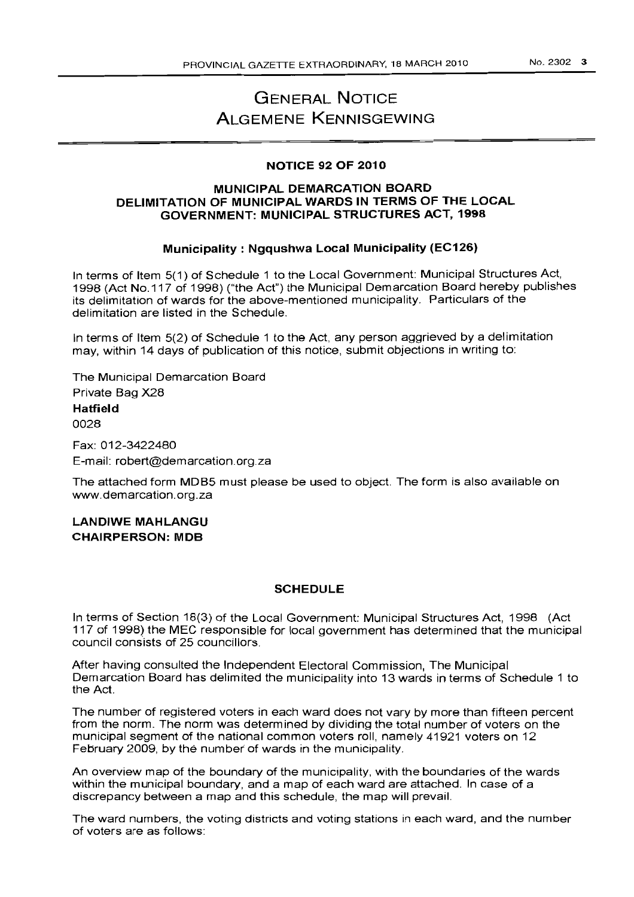# GENERAL NOTICE
# ALGEMENE KENNISGEWING

## NOTICE 92 OF 2010

### MUNICIPAL DEMARCATION BOARD
### DELIMITATION OF MUNICIPAL WARDS IN TERMS OF THE LOCAL GOVERNMENT: MUNICIPAL STRUCTURES ACT, 1998

### Municipality : Ngqushwa Local Municipality (EC126)

In terms of Item 5(1) of Schedule 1 to the Local Government: Municipal Structures Act, 1998 (Act No.117 of 1998) ("the Act") the Municipal Demarcation Board hereby publishes its delimitation of wards for the above-mentioned municipality. Particulars of the delimitation are listed in the Schedule.

In terms of Item 5(2) of Schedule 1 to the Act, any person aggrieved by a delimitation may, within 14 days of publication of this notice, submit objections in writing to:

The Municipal Demarcation Board
Private Bag X28
**Hatfield**
0028

Fax: 012-3422480
E-mail: robert@demarcation.org.za

The attached form MDB5 must please be used to object. The form is also available on www.demarcation.org.za

**LANDIWE MAHLANGU**
**CHAIRPERSON: MDB**

## SCHEDULE

In terms of Section 18(3) of the Local Government: Municipal Structures Act, 1998 (Act 117 of 1998) the MEC responsible for local government has determined that the municipal council consists of 25 councillors.

After having consulted the Independent Electoral Commission, The Municipal Demarcation Board has delimited the municipality into 13 wards in terms of Schedule 1 to the Act.

The number of registered voters in each ward does not vary by more than fifteen percent from the norm. The norm was determined by dividing the total number of voters on the municipal segment of the national common voters roll, namely 41921 voters on 12 February 2009, by the number of wards in the municipality.

An overview map of the boundary of the municipality, with the boundaries of the wards within the municipal boundary, and a map of each ward are attached. In case of a discrepancy between a map and this schedule, the map will prevail.

The ward numbers, the voting districts and voting stations in each ward, and the number of voters are as follows: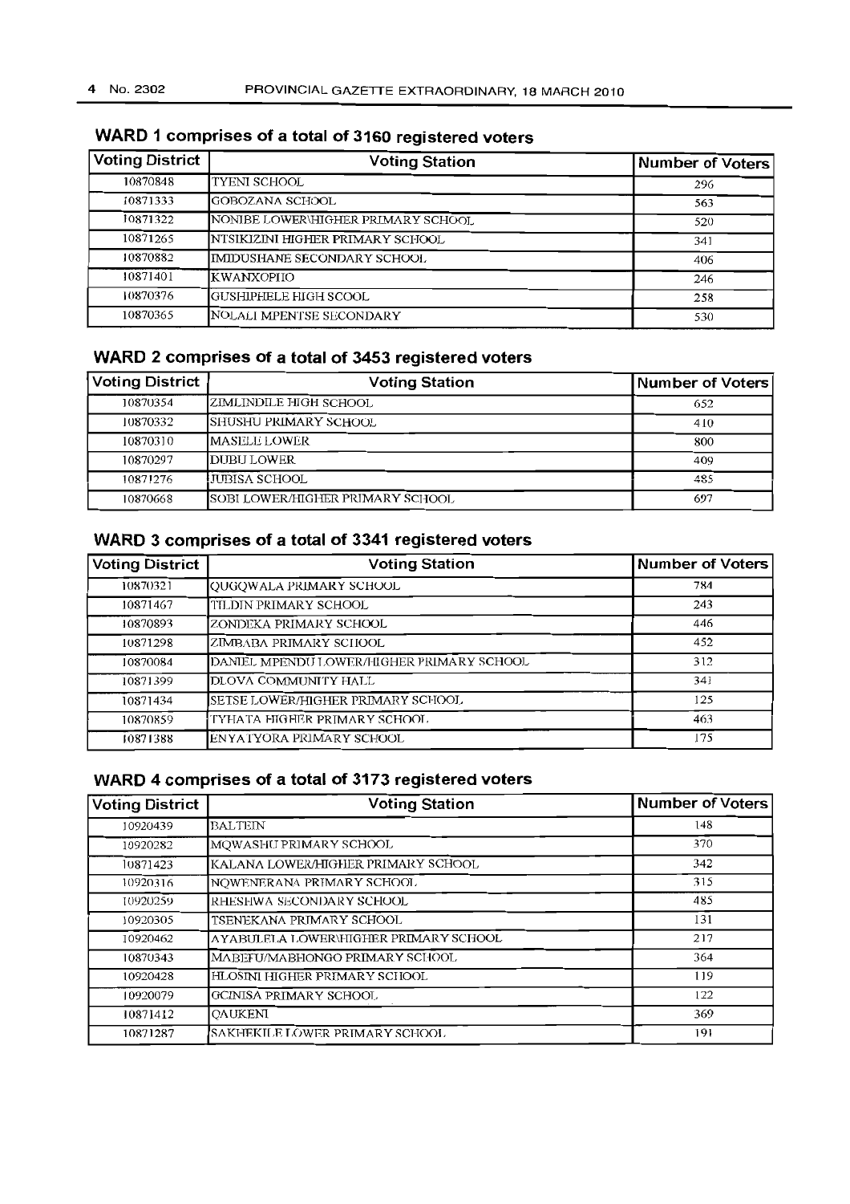## WARD 1 comprises of a total of 3160 registered voters

| Voting District | Voting Station | Number of Voters |
|---|---|---|
| 10870848 | TYENI SCHOOL | 296 |
| 10871333 | GOBOZANA SCHOOL | 563 |
| 10871322 | NONIBE LOWER\HIGHER PRIMARY SCHOOL | 520 |
| 10871265 | NTSIKIZINI HIGHER PRIMARY SCHOOL | 341 |
| 10870882 | IMIDUSHANE SECONDARY SCHOOL | 406 |
| 10871401 | KWANXOPHO | 246 |
| 10870376 | GUSHIPHELE HIGH SCOOL | 258 |
| 10870365 | NOLALI MPENTSE SECONDARY | 530 |

## WARD 2 comprises of a total of 3453 registered voters

| Voting District | Voting Station | Number of Voters |
|---|---|---|
| 10870354 | ZIMLINDILE HIGH SCHOOL | 652 |
| 10870332 | SHUSHU PRIMARY SCHOOL | 410 |
| 10870310 | MASELE LOWER | 800 |
| 10870297 | DUBU LOWER | 409 |
| 10871276 | JUBISA SCHOOL | 485 |
| 10870668 | SOBI LOWER/HIGHER PRIMARY SCHOOL | 697 |

## WARD 3 comprises of a total of 3341 registered voters

| Voting District | Voting Station | Number of Voters |
|---|---|---|
| 10870321 | QUGQWALA PRIMARY SCHOOL | 784 |
| 10871467 | TILDIN PRIMARY SCHOOL | 243 |
| 10870893 | ZONDEKA PRIMARY SCHOOL | 446 |
| 10871298 | ZIMBABA PRIMARY SCHOOL | 452 |
| 10870084 | DANIEL MPENDU LOWER/HIGHER PRIMARY SCHOOL | 312 |
| 10871399 | DLOVA COMMUNITY HALL | 341 |
| 10871434 | SETSE LOWER/HIGHER PRIMARY SCHOOL | 125 |
| 10870859 | TYHATA HIGHER PRIMARY SCHOOL | 463 |
| 10871388 | ENYATYORA PRIMARY SCHOOL | 175 |

## WARD 4 comprises of a total of 3173 registered voters

| Voting District | Voting Station | Number of Voters |
|---|---|---|
| 10920439 | BALTEIN | 148 |
| 10920282 | MQWASHU PRIMARY SCHOOL | 370 |
| 10871423 | KALANA LOWER/HIGHER PRIMARY SCHOOL | 342 |
| 10920316 | NQWENERANA PRIMARY SCHOOL | 315 |
| 10920259 | RHESHWA SECONDARY SCHOOL | 485 |
| 10920305 | TSENEKANA PRIMARY SCHOOL | 131 |
| 10920462 | AYABULELA LOWER\HIGHER PRIMARY SCHOOL | 217 |
| 10870343 | MABEFU/MABHONGO PRIMARY SCHOOL | 364 |
| 10920428 | HLOSINI HIGHER PRIMARY SCHOOL | 119 |
| 10920079 | GCINISA PRIMARY SCHOOL | 122 |
| 10871412 | QAUKENI | 369 |
| 10871287 | SAKHEKILE LOWER PRIMARY SCHOOL | 191 |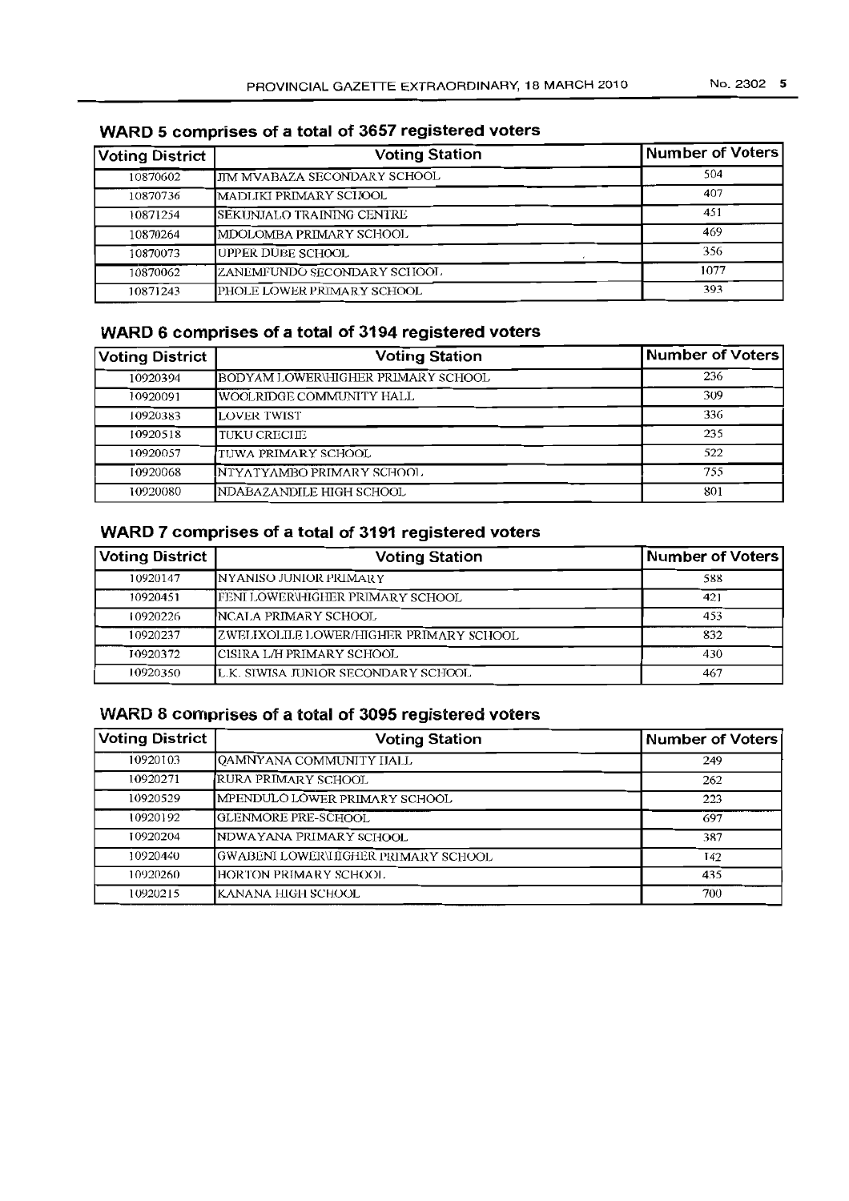## WARD 5 comprises of a total of 3657 registered voters

| Voting District | Voting Station | Number of Voters |
|---|---|---|
| 10870602 | JIM MVABAZA SECONDARY SCHOOL | 504 |
| 10870736 | MADLIKI PRIMARY SCHOOL | 407 |
| 10871254 | SEKUNJALO TRAINING CENTRE | 451 |
| 10870264 | MDOLOMBA PRIMARY SCHOOL | 469 |
| 10870073 | UPPER DUBE SCHOOL | 356 |
| 10870062 | ZANEMFUNDO SECONDARY SCHOOL | 1077 |
| 10871243 | PHOLE LOWER PRIMARY SCHOOL | 393 |

## WARD 6 comprises of a total of 3194 registered voters

| Voting District | Voting Station | Number of Voters |
|---|---|---|
| 10920394 | BODYAM LOWER\HIGHER PRIMARY SCHOOL | 236 |
| 10920091 | WOOLRIDGE COMMUNITY HALL | 309 |
| 10920383 | LOVER TWIST | 336 |
| 10920518 | TUKU CRECHE | 235 |
| 10920057 | TUWA PRIMARY SCHOOL | 522 |
| 10920068 | NTYATYAMBO PRIMARY SCHOOL | 755 |
| 10920080 | NDABAZANDILE HIGH SCHOOL | 801 |

## WARD 7 comprises of a total of 3191 registered voters

| Voting District | Voting Station | Number of Voters |
|---|---|---|
| 10920147 | NYANISO JUNIOR PRIMARY | 588 |
| 10920451 | FENI LOWER\HIGHER PRIMARY SCHOOL | 421 |
| 10920226 | NCALA PRIMARY SCHOOL | 453 |
| 10920237 | ZWELIXOLILE LOWER/HIGHER PRIMARY SCHOOL | 832 |
| 10920372 | CISIRA L/H PRIMARY SCHOOL | 430 |
| 10920350 | L.K. SIWISA JUNIOR SECONDARY SCHOOL | 467 |

## WARD 8 comprises of a total of 3095 registered voters

| Voting District | Voting Station | Number of Voters |
|---|---|---|
| 10920103 | QAMNYANA COMMUNITY HALL | 249 |
| 10920271 | RURA PRIMARY SCHOOL | 262 |
| 10920529 | MPENDULO LOWER PRIMARY SCHOOL | 223 |
| 10920192 | GLENMORE PRE-SCHOOL | 697 |
| 10920204 | NDWAYANA PRIMARY SCHOOL | 387 |
| 10920440 | GWABENI LOWER\HIGHER PRIMARY SCHOOL | 142 |
| 10920260 | HORTON PRIMARY SCHOOL | 435 |
| 10920215 | KANANA HIGH SCHOOL | 700 |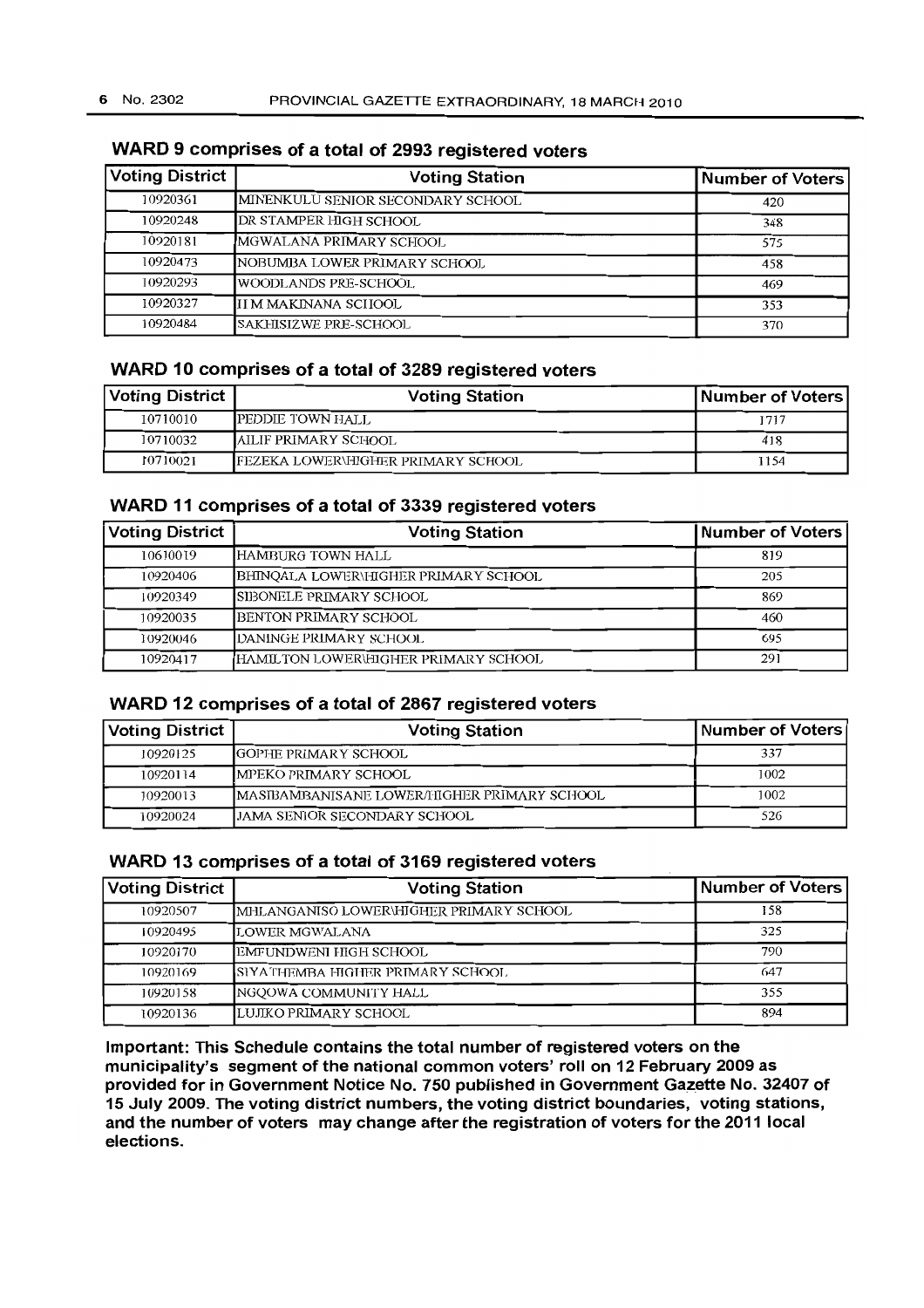## WARD 9 comprises of a total of 2993 registered voters

| Voting District | Voting Station | Number of Voters |
|---|---|---|
| 10920361 | MINENKULU SENIOR SECONDARY SCHOOL | 420 |
| 10920248 | DR STAMPER HIGH SCHOOL | 348 |
| 10920181 | MGWALANA PRIMARY SCHOOL | 575 |
| 10920473 | NOBUMBA LOWER PRIMARY SCHOOL | 458 |
| 10920293 | WOODLANDS PRE-SCHOOL | 469 |
| 10920327 | H M MAKINANA SCHOOL | 353 |
| 10920484 | SAKHISIZWE PRE-SCHOOL | 370 |

## WARD 10 comprises of a total of 3289 registered voters

| Voting District | Voting Station | Number of Voters |
|---|---|---|
| 10710010 | PEDDIE TOWN HALL | 1717 |
| 10710032 | AILIF PRIMARY SCHOOL | 418 |
| 10710021 | FEZEKA LOWER\HIGHER PRIMARY SCHOOL | 1154 |

## WARD 11 comprises of a total of 3339 registered voters

| Voting District | Voting Station | Number of Voters |
|---|---|---|
| 10610019 | HAMBURG TOWN HALL | 819 |
| 10920406 | BHINQALA LOWER\HIGHER PRIMARY SCHOOL | 205 |
| 10920349 | SIBONELE PRIMARY SCHOOL | 869 |
| 10920035 | BENTON PRIMARY SCHOOL | 460 |
| 10920046 | DANINGE PRIMARY SCHOOL | 695 |
| 10920417 | HAMILTON LOWER\HIGHER PRIMARY SCHOOL | 291 |

## WARD 12 comprises of a total of 2867 registered voters

| Voting District | Voting Station | Number of Voters |
|---|---|---|
| 10920125 | GOPHE PRIMARY SCHOOL | 337 |
| 10920114 | MPEKO PRIMARY SCHOOL | 1002 |
| 10920013 | MASIBAMBANISANE LOWER/HIGHER PRIMARY SCHOOL | 1002 |
| 10920024 | JAMA SENIOR SECONDARY SCHOOL | 526 |

## WARD 13 comprises of a total of 3169 registered voters

| Voting District | Voting Station | Number of Voters |
|---|---|---|
| 10920507 | MHLANGANISO LOWER\HIGHER PRIMARY SCHOOL | 158 |
| 10920495 | LOWER MGWALANA | 325 |
| 10920170 | EMFUNDWENI HIGH SCHOOL | 790 |
| 10920169 | SIYATHEMBA HIGHER PRIMARY SCHOOL | 647 |
| 10920158 | NGQOWA COMMUNITY HALL | 355 |
| 10920136 | LUJIKO PRIMARY SCHOOL | 894 |

**Important: This Schedule contains the total number of registered voters on the municipality's segment of the national common voters' roll on 12 February 2009 as provided for in Government Notice No. 750 published in Government Gazette No. 32407 of 15 July 2009. The voting district numbers, the voting district boundaries, voting stations, and the number of voters may change after the registration of voters for the 2011 local elections.**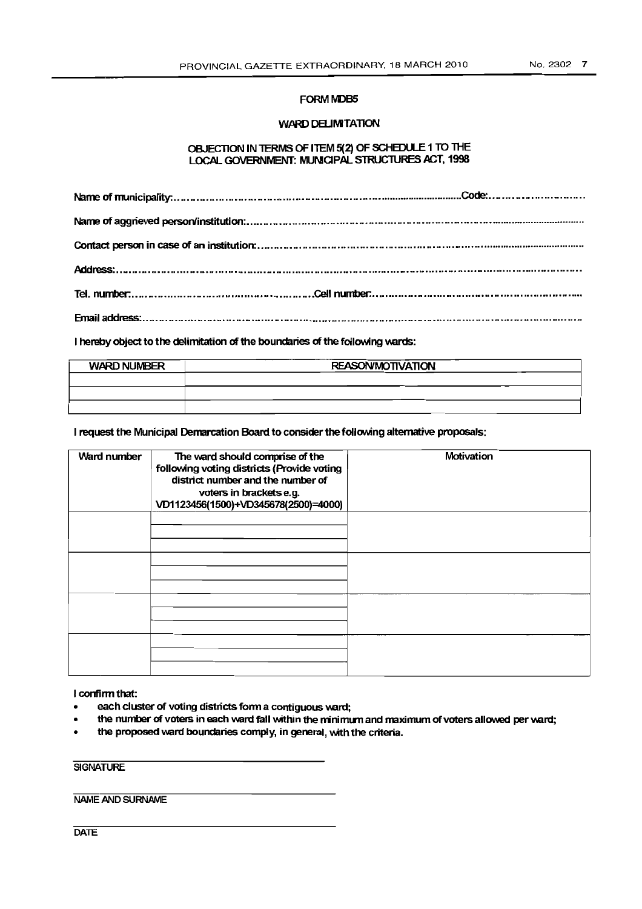**FORM MDB5**

**WARD DELIMITATION**

**OBJECTION IN TERMS OF ITEM 5(2) OF SCHEDULE 1 TO THE LOCAL GOVERNMENT: MUNICIPAL STRUCTURES ACT, 1998**

Name of municipality:.....................................................................................................Code:...............................

Name of aggrieved person/institution:.........................................................................................................................

Contact person in case of an institution:......................................................................................................................

Address:.........................................................................................................................................................................

Tel. number:.......................................................Cell number:.....................................................................................

Email address:.................................................................................................................................................................

I hereby object to the delimitation of the boundaries of the following wards:

| WARD NUMBER | REASON/MOTIVATION |
|---|---|
| | |
| | |
| | |

I request the Municipal Demarcation Board to consider the following alternative proposals:

| Ward number | The ward should comprise of the following voting districts (Provide voting district number and the number of voters in brackets e.g. VD1123456(1500)+VD345678(2500)=4000) | Motivation |
|---|---|---|
| | | |
| | | |
| | | |
| | | |
| | | |
| | | |
| | | |
| | | |
| | | |
| | | |
| | | |
| | | |

I confirm that:

- each cluster of voting districts form a contiguous ward;
- the number of voters in each ward fall within the minimum and maximum of voters allowed per ward;
- the proposed ward boundaries comply, in general, with the criteria.

\_\_\_\_\_\_\_\_\_\_\_\_\_\_\_\_\_\_\_\_\_\_\_\_\_\_\_\_\_\_\_\_\_\_\_\_\_\_\_\_

SIGNATURE

\_\_\_\_\_\_\_\_\_\_\_\_\_\_\_\_\_\_\_\_\_\_\_\_\_\_\_\_\_\_\_\_\_\_\_\_\_\_\_\_

NAME AND SURNAME

\_\_\_\_\_\_\_\_\_\_\_\_\_\_\_\_\_\_\_\_\_\_\_\_\_\_\_\_\_\_\_\_\_\_\_\_\_\_\_\_

DATE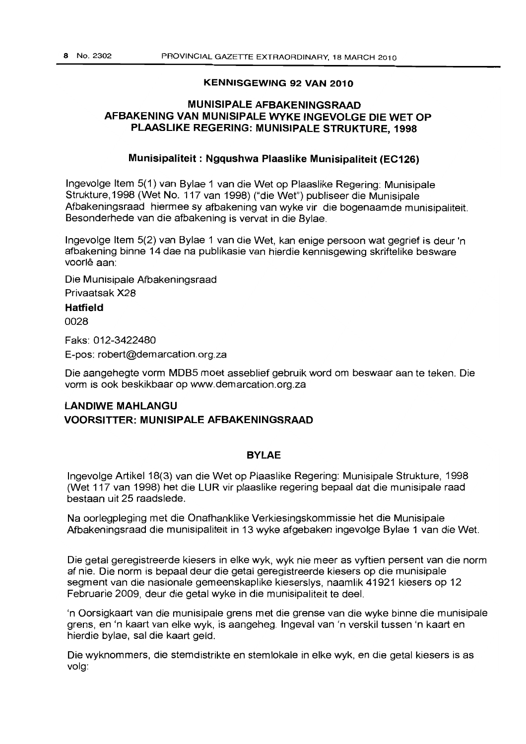## KENNISGEWING 92 VAN 2010

## MUNISIPALE AFBAKENINGSRAAD AFBAKENING VAN MUNISIPALE WYKE INGEVOLGE DIE WET OP PLAASLIKE REGERING: MUNISIPALE STRUKTURE, 1998

### Munisipaliteit : Ngqushwa Plaaslike Munisipaliteit (EC126)

Ingevolge Item 5(1) van Bylae 1 van die Wet op Plaaslike Regering: Munisipale Strukture,1998 (Wet No. 117 van 1998) ("die Wet") publiseer die Munisipale Afbakeningsraad hiermee sy afbakening van wyke vir die bogenaamde munisipaliteit. Besonderhede van die afbakening is vervat in die Bylae.

Ingevolge Item 5(2) van Bylae 1 van die Wet, kan enige persoon wat gegrief is deur 'n afbakening binne 14 dae na publikasie van hierdie kennisgewing skriftelike besware voorlê aan:

Die Munisipale Afbakeningsraad
Privaatsak X28
**Hatfield**
0028

Faks: 012-3422480
E-pos: robert@demarcation.org.za

Die aangehegte vorm MDB5 moet asseblief gebruik word om beswaar aan te teken. Die vorm is ook beskikbaar op www.demarcation.org.za

**LANDIWE MAHLANGU**
**VOORSITTER: MUNISIPALE AFBAKENINGSRAAD**

### BYLAE

Ingevolge Artikel 18(3) van die Wet op Plaaslike Regering: Munisipale Strukture, 1998 (Wet 117 van 1998) het die LUR vir plaaslike regering bepaal dat die munisipale raad bestaan uit 25 raadslede.

Na oorlegpleging met die Onafhanklike Verkiesingskommissie het die Munisipale Afbakeningsraad die munisipaliteit in 13 wyke afgebaken ingevolge Bylae 1 van die Wet.

Die getal geregistreerde kiesers in elke wyk, wyk nie meer as vyftien persent van die norm af nie. Die norm is bepaal deur die getal geregistreerde kiesers op die munisipale segment van die nasionale gemeenskaplike kieserslys, naamlik 41921 kiesers op 12 Februarie 2009, deur die getal wyke in die munisipaliteit te deel.

'n Oorsigkaart van die munisipale grens met die grense van die wyke binne die munisipale grens, en 'n kaart van elke wyk, is aangeheg. Ingeval van 'n verskil tussen 'n kaart en hierdie bylae, sal die kaart geld.

Die wyknommers, die stemdistrikte en stemlokale in elke wyk, en die getal kiesers is as volg: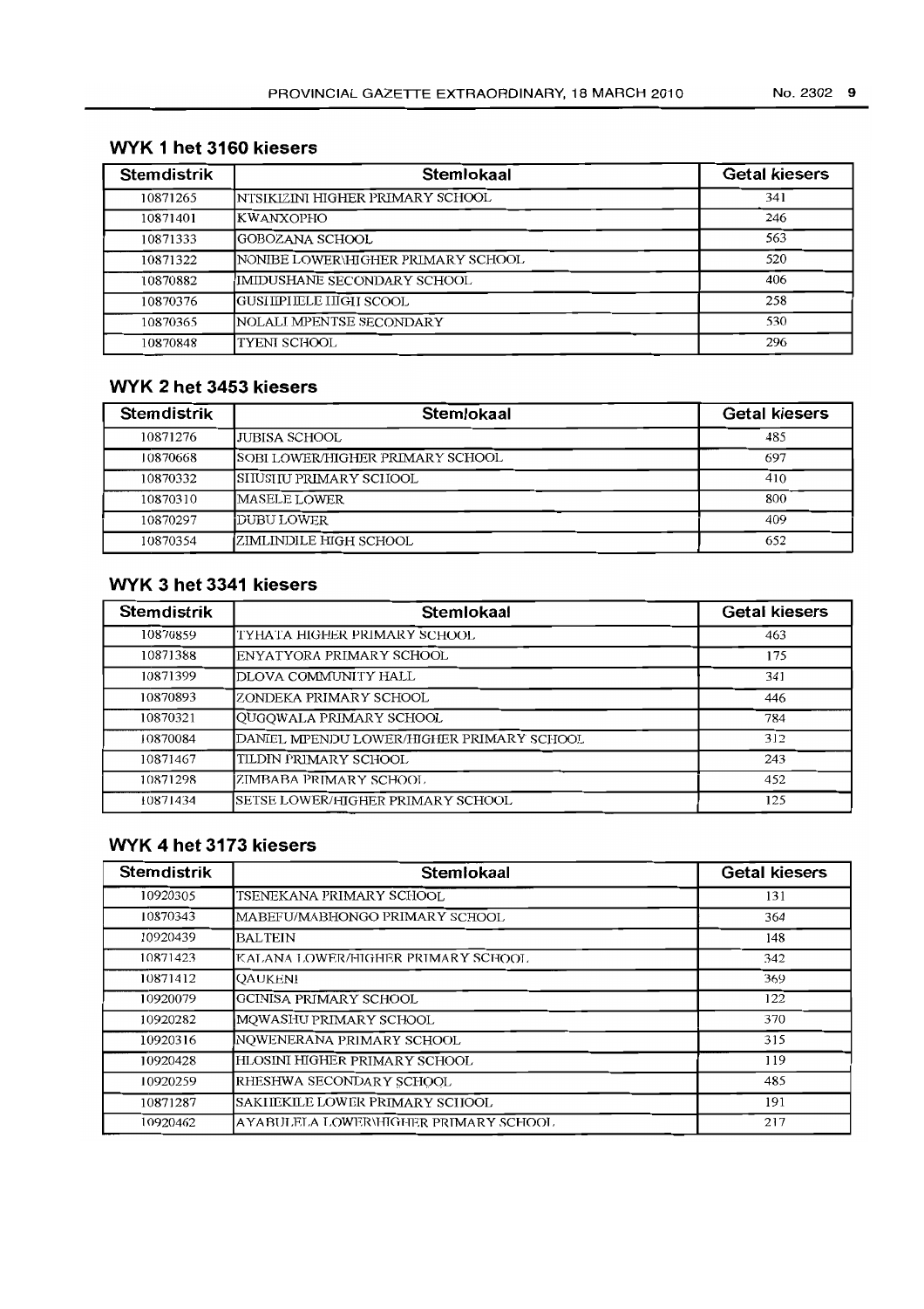### WYK 1 het 3160 kiesers

| Stemdistrik | Stemlokaal | Getal kiesers |
|---|---|---|
| 10871265 | NTSIKIZINI HIGHER PRIMARY SCHOOL | 341 |
| 10871401 | KWANXOPHO | 246 |
| 10871333 | GOBOZANA SCHOOL | 563 |
| 10871322 | NONIBE LOWER\HIGHER PRIMARY SCHOOL | 520 |
| 10870882 | IMIDUSHANE SECONDARY SCHOOL | 406 |
| 10870376 | GUSHIPHELE HIGH SCOOL | 258 |
| 10870365 | NOLALI MPENTSE SECONDARY | 530 |
| 10870848 | TYENI SCHOOL | 296 |

### WYK 2 het 3453 kiesers

| Stemdistrik | Stemlokaal | Getal kiesers |
|---|---|---|
| 10871276 | JUBISA SCHOOL | 485 |
| 10870668 | SOBI LOWER/HIGHER PRIMARY SCHOOL | 697 |
| 10870332 | SHUSHU PRIMARY SCHOOL | 410 |
| 10870310 | MASELE LOWER | 800 |
| 10870297 | DUBU LOWER | 409 |
| 10870354 | ZIMLINDILE HIGH SCHOOL | 652 |

### WYK 3 het 3341 kiesers

| Stemdistrik | Stemlokaal | Getal kiesers |
|---|---|---|
| 10870859 | TYHATA HIGHER PRIMARY SCHOOL | 463 |
| 10871388 | ENYATYORA PRIMARY SCHOOL | 175 |
| 10871399 | DLOVA COMMUNITY HALL | 341 |
| 10870893 | ZONDEKA PRIMARY SCHOOL | 446 |
| 10870321 | QUGQWALA PRIMARY SCHOOL | 784 |
| 10870084 | DANIEL MPENDU LOWER/HIGHER PRIMARY SCHOOL | 312 |
| 10871467 | TILDIN PRIMARY SCHOOL | 243 |
| 10871298 | ZIMBABA PRIMARY SCHOOL | 452 |
| 10871434 | SETSE LOWER/HIGHER PRIMARY SCHOOL | 125 |

### WYK 4 het 3173 kiesers

| Stemdistrik | Stemlokaal | Getal kiesers |
|---|---|---|
| 10920305 | TSENEKANA PRIMARY SCHOOL | 131 |
| 10870343 | MABEFU/MABHONGO PRIMARY SCHOOL | 364 |
| 10920439 | BALTEIN | 148 |
| 10871423 | KALANA LOWER/HIGHER PRIMARY SCHOOL | 342 |
| 10871412 | QAUKENI | 369 |
| 10920079 | GCINISA PRIMARY SCHOOL | 122 |
| 10920282 | MQWASHU PRIMARY SCHOOL | 370 |
| 10920316 | NQWENERANA PRIMARY SCHOOL | 315 |
| 10920428 | HLOSINI HIGHER PRIMARY SCHOOL | 119 |
| 10920259 | RHESHWA SECONDARY SCHOOL | 485 |
| 10871287 | SAKHEKILE LOWER PRIMARY SCHOOL | 191 |
| 10920462 | AYABULELA LOWER\HIGHER PRIMARY SCHOOL | 217 |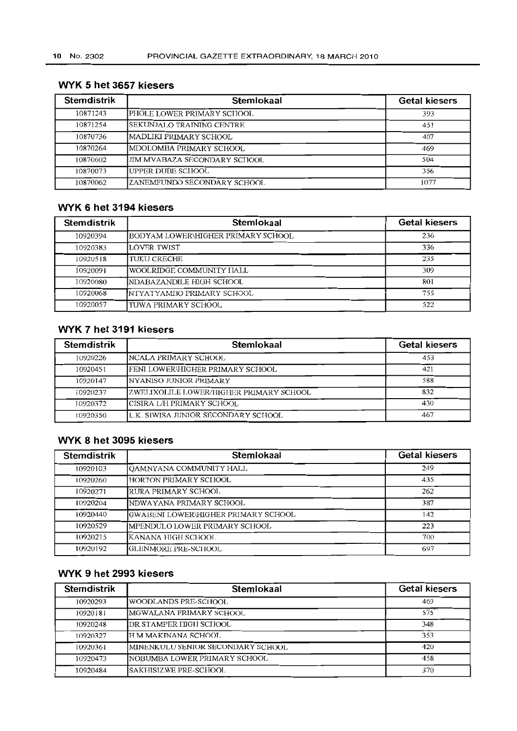## WYK 5 het 3657 kiesers

| Stemdistrik | Stemlokaal | Getal kiesers |
|---|---|---|
| 10871243 | PHOLE LOWER PRIMARY SCHOOL | 393 |
| 10871254 | SEKUNJALO TRAINING CENTRE | 451 |
| 10870736 | MADLIKI PRIMARY SCHOOL | 407 |
| 10870264 | MDOLOMBA PRIMARY SCHOOL | 469 |
| 10870602 | JIM MVABAZA SECONDARY SCHOOL | 504 |
| 10870073 | UPPER DUBE SCHOOL | 356 |
| 10870062 | ZANEMFUNDO SECONDARY SCHOOL | 1077 |

## WYK 6 het 3194 kiesers

| Stemdistrik | Stemlokaal | Getal kiesers |
|---|---|---|
| 10920394 | BODYAM LOWER\HIGHER PRIMARY SCHOOL | 236 |
| 10920383 | LOVER TWIST | 336 |
| 10920518 | TUKU CRECHE | 235 |
| 10920091 | WOOLRIDGE COMMUNITY HALL | 309 |
| 10920080 | NDABAZANDILE HIGH SCHOOL | 801 |
| 10920068 | NTYATYAMBO PRIMARY SCHOOL | 755 |
| 10920057 | TUWA PRIMARY SCHOOL | 522 |

## WYK 7 het 3191 kiesers

| Stemdistrik | Stemlokaal | Getal kiesers |
|---|---|---|
| 10920226 | NCALA PRIMARY SCHOOL | 453 |
| 10920451 | FENI LOWER\HIGHER PRIMARY SCHOOL | 421 |
| 10920147 | NYANISO JUNIOR PRIMARY | 588 |
| 10920237 | ZWELIXOLILE LOWER/HIGHER PRIMARY SCHOOL | 832 |
| 10920372 | CISIRA L/H PRIMARY SCHOOL | 430 |
| 10920350 | L.K. SIWISA JUNIOR SECONDARY SCHOOL | 467 |

## WYK 8 het 3095 kiesers

| Stemdistrik | Stemlokaal | Getal kiesers |
|---|---|---|
| 10920103 | QAMNYANA COMMUNITY HALL | 249 |
| 10920260 | HORTON PRIMARY SCHOOL | 435 |
| 10920271 | RURA PRIMARY SCHOOL | 262 |
| 10920204 | NDWAYANA PRIMARY SCHOOL | 387 |
| 10920440 | GWABENI LOWER\HIGHER PRIMARY SCHOOL | 142 |
| 10920529 | MPENDULO LOWER PRIMARY SCHOOL | 223 |
| 10920215 | KANANA HIGH SCHOOL | 700 |
| 10920192 | GLENMORE PRE-SCHOOL | 697 |

## WYK 9 het 2993 kiesers

| Stemdistrik | Stemlokaal | Getal kiesers |
|---|---|---|
| 10920293 | WOODLANDS PRE-SCHOOL | 469 |
| 10920181 | MGWALANA PRIMARY SCHOOL | 575 |
| 10920248 | DR STAMPER HIGH SCHOOL | 348 |
| 10920327 | H M MAKINANA SCHOOL | 353 |
| 10920361 | MINENKULU SENIOR SECONDARY SCHOOL | 420 |
| 10920473 | NOBUMBA LOWER PRIMARY SCHOOL | 458 |
| 10920484 | SAKHISIZWE PRE-SCHOOL | 370 |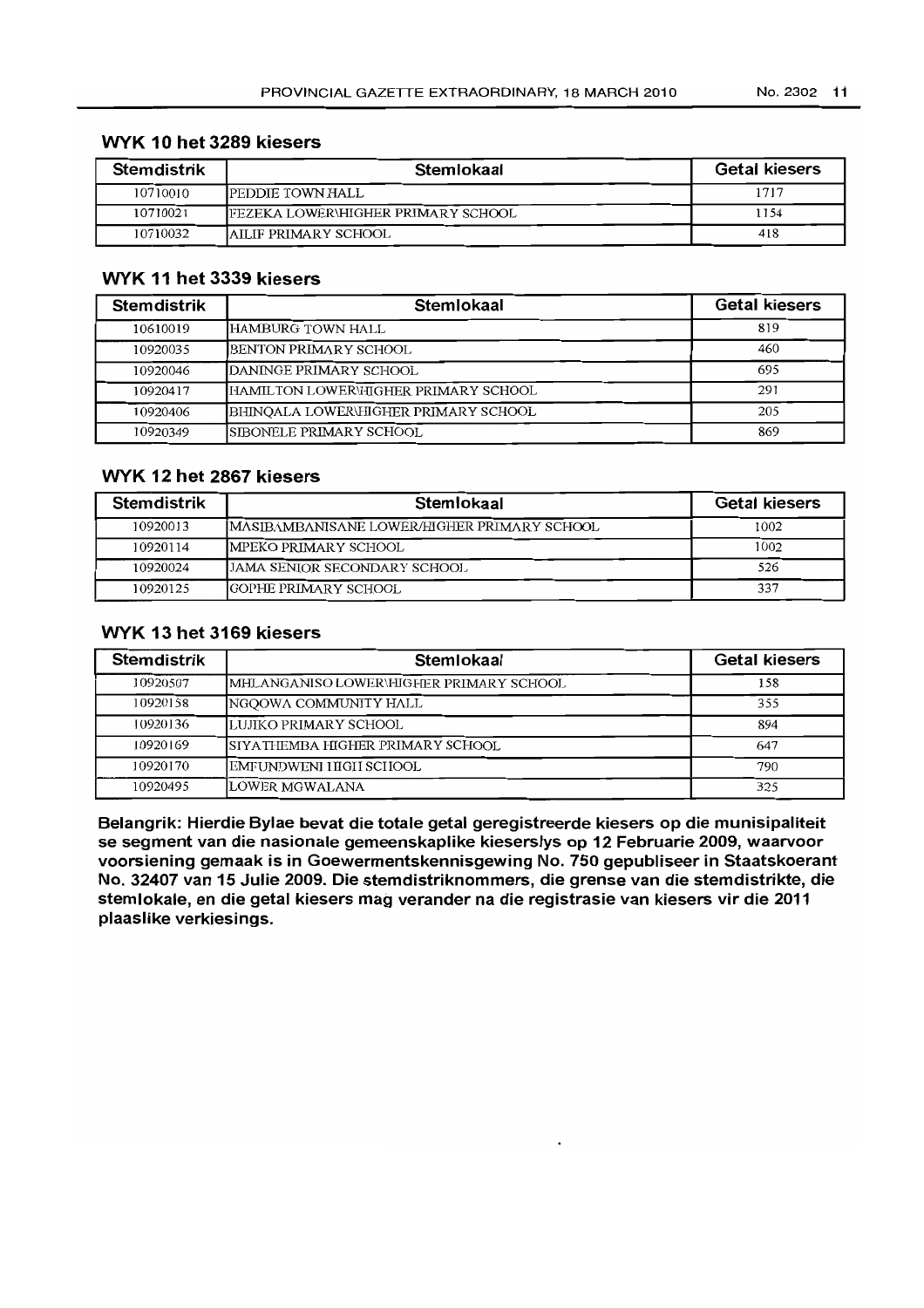### WYK 10 het 3289 kiesers

| Stemdistrik | Stemlokaal | Getal kiesers |
|---|---|---|
| 10710010 | PEDDIE TOWN HALL | 1717 |
| 10710021 | FEZEKA LOWER\HIGHER PRIMARY SCHOOL | 1154 |
| 10710032 | AILIF PRIMARY SCHOOL | 418 |

### WYK 11 het 3339 kiesers

| Stemdistrik | Stemlokaal | Getal kiesers |
|---|---|---|
| 10610019 | HAMBURG TOWN HALL | 819 |
| 10920035 | BENTON PRIMARY SCHOOL | 460 |
| 10920046 | DANINGE PRIMARY SCHOOL | 695 |
| 10920417 | HAMILTON LOWER\HIGHER PRIMARY SCHOOL | 291 |
| 10920406 | BHINQALA LOWER\HIGHER PRIMARY SCHOOL | 205 |
| 10920349 | SIBONELE PRIMARY SCHOOL | 869 |

### WYK 12 het 2867 kiesers

| Stemdistrik | Stemlokaal | Getal kiesers |
|---|---|---|
| 10920013 | MASIBAMBANISANE LOWER/HIGHER PRIMARY SCHOOL | 1002 |
| 10920114 | MPEKO PRIMARY SCHOOL | 1002 |
| 10920024 | JAMA SENIOR SECONDARY SCHOOL | 526 |
| 10920125 | GOPHE PRIMARY SCHOOL | 337 |

### WYK 13 het 3169 kiesers

| Stemdistrik | Stemlokaal | Getal kiesers |
|---|---|---|
| 10920507 | MHLANGANISO LOWER\HIGHER PRIMARY SCHOOL | 158 |
| 10920158 | NGQOWA COMMUNITY HALL | 355 |
| 10920136 | LUJIKO PRIMARY SCHOOL | 894 |
| 10920169 | SIYATHEMBA HIGHER PRIMARY SCHOOL | 647 |
| 10920170 | EMFUNDWENI HIGH SCHOOL | 790 |
| 10920495 | LOWER MGWALANA | 325 |

**Belangrik: Hierdie Bylae bevat die totale getal geregistreerde kiesers op die munisipaliteit se segment van die nasionale gemeenskaplike kieserslys op 12 Februarie 2009, waarvoor voorsiening gemaak is in Goewermentskennisgewing No. 750 gepubliseer in Staatskoerant No. 32407 van 15 Julie 2009. Die stemdistriknommers, die grense van die stemdistrikte, die stemlokale, en die getal kiesers mag verander na die registrasie van kiesers vir die 2011 plaaslike verkiesings.**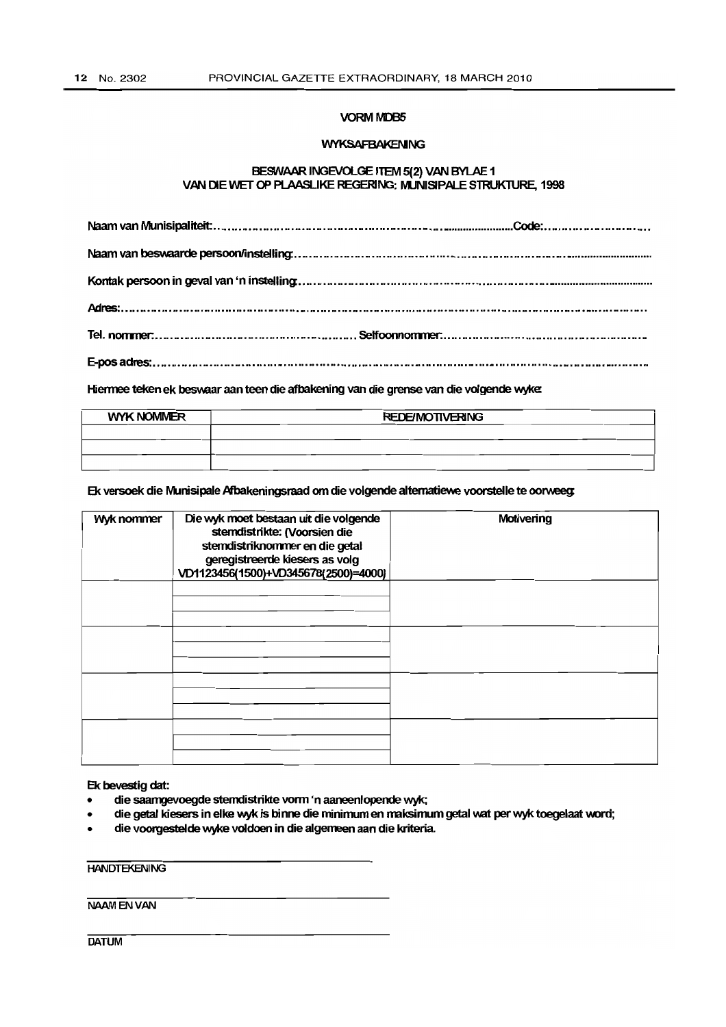**VORM MDB5**

**WYKSAFBAKENING**

**BESWAAR INGEVOLGE ITEM 5(2) VAN BYLAE 1 VAN DIE WET OP PLAASLIKE REGERING: MUNISIPALE STRUKTURE, 1998**

Naam van Munisipaliteit:................................................................................Code:...............................

Naam van beswaarde persoon/instelling:.............................................................................................

Kontak persoon in geval van 'n instelling:.............................................................................................

Adres:..................................................................................................................................................

Tel. nommer:............................................................ Selfoonnommer:...............................................

E-pos adres:.........................................................................................................................................

Hiermee teken ek beswaar aan teen die afbakening van die grense van die volgende wyke:

| WYK NOMMER | REDE/MOTIVERING |
|---|---|
| | |
| | |
| | |

Ek versoek die Munisipale Afbakeningsraad om die volgende alternatiewe voorstelle te oorweeg:

| Wyk nommer | Die wyk moet bestaan uit die volgende stemdistrikte: (Voorsien die stemdistriknommer en die getal geregistreerde kiesers as volg VD1123456(1500)+VD345678(2500)=4000) | Motivering |
|---|---|---|
| | | |
| | | |
| | | |
| | | |

Ek bevestig dat:

- die saamgevoegde stemdistrikte vorm 'n aaneenlopende wyk;
- die getal kiesers in elke wyk is binne die minimum en maksimum getal wat per wyk toegelaat word;
- die voorgestelde wyke voldoen in die algemeen aan die kriteria.

\_\_\_\_\_\_\_\_\_\_\_\_\_\_\_\_\_\_\_\_\_\_\_\_\_\_\_\_\_\_\_\_\_\_\_\_\_\_

HANDTEKENING

\_\_\_\_\_\_\_\_\_\_\_\_\_\_\_\_\_\_\_\_\_\_\_\_\_\_\_\_\_\_\_\_\_\_\_\_\_\_

NAAM EN VAN

\_\_\_\_\_\_\_\_\_\_\_\_\_\_\_\_\_\_\_\_\_\_\_\_\_\_\_\_\_\_\_\_\_\_\_\_\_\_

DATUM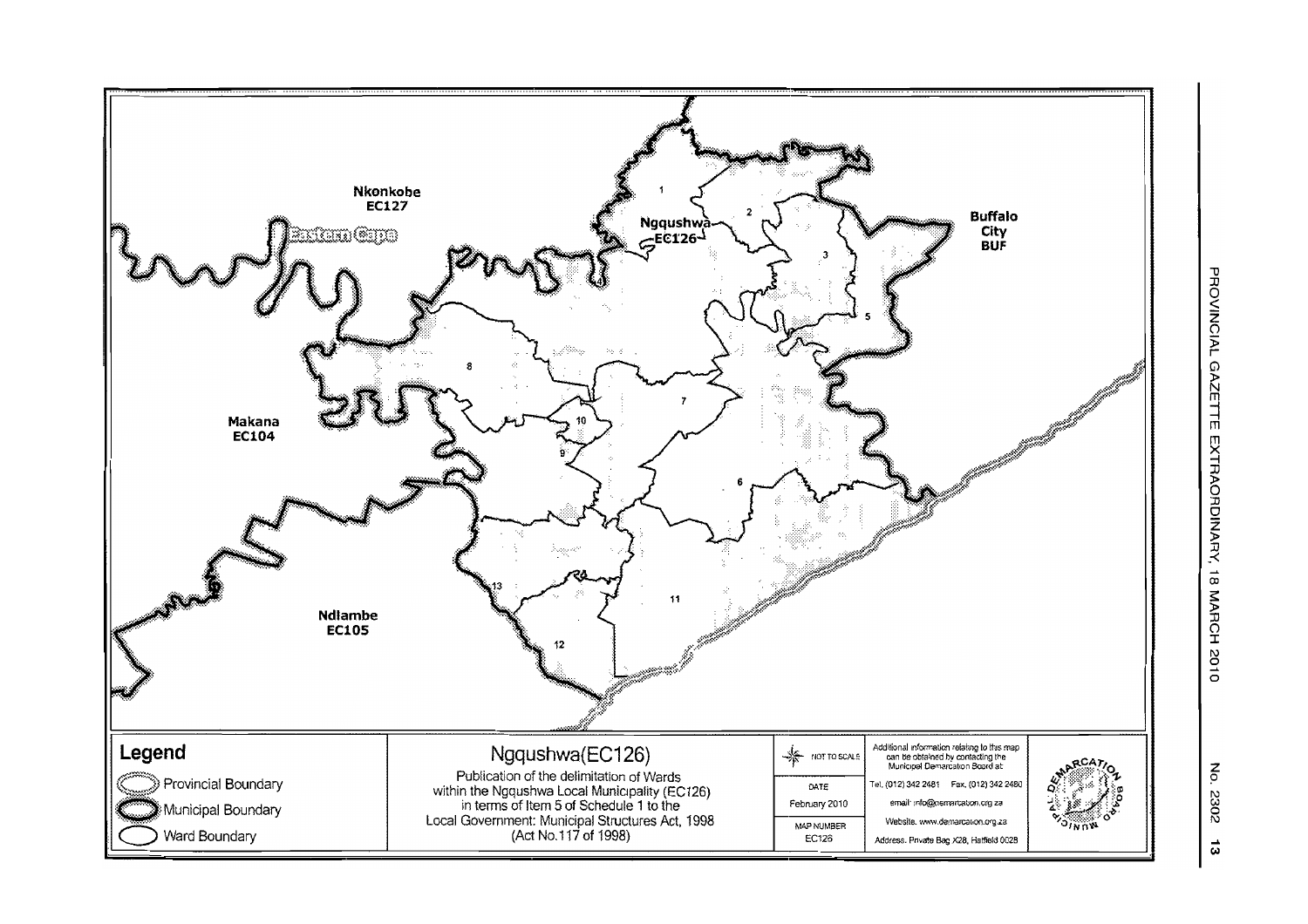Nkonkobe
EC127

Eastern Cape

Ngqushwa
EC126

Buffalo
City
BUF

Makana
EC104

Ndlambe
EC105

1 2 3 5 8 7 10 9 6 13 11 12

**Legend**

- Provincial Boundary
- Municipal Boundary
- Ward Boundary

## Ngqushwa(EC126)

Publication of the delimitation of Wards within the Ngqushwa Local Municipality (EC126) in terms of Item 5 of Schedule 1 to the Local Government: Municipal Structures Act, 1998 (Act No.117 of 1998)

NOT TO SCALE

DATE
February 2010

MAP NUMBER
EC126

Additional information relating to this map can be obtained by contacting the Municipal Demarcation Board at:

Tel. (012) 342 2481 Fax. (012) 342 2480

email: info@demarcation.org.za

Website. www.demarcation.org.za

Address. Private Bag X28, Hatfield 0028

MUNICIPAL DEMARCATION BOARD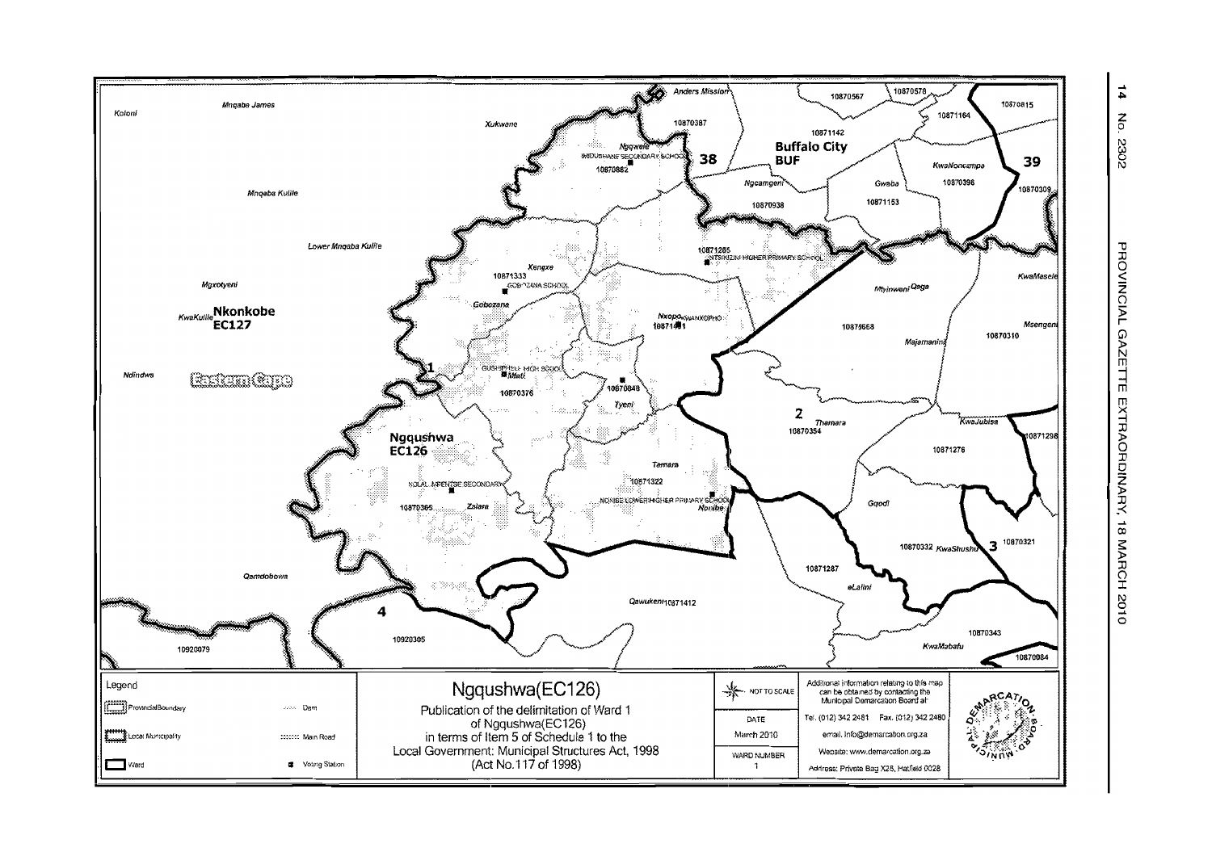Koloni

Mnqaba James

Xukwane

Anders Mission

10870567

10870578

10870815

10871164

10870387

10871142

**Buffalo City**

**BUF**

Ngqwele

MDUSHANE SECONDARY SCHOOL

10870882

**38**

KwaNoncampa

**39**

Ngcamgeni

Gwaba

10870398

10870309

Mnqaba Kulile

10870938

10871153

Lower Mnqaba Kulile

10871285

NTSIKIZINI HIGHER PRIMARY SCHOOL

Xengxe

10871333

GOBOZANA SCHOOL

KwaMasele

Mgxotyeni

Mtyinweni Qaga

Gobozana

KwaKulile **Nkonkobe**

**EC127**

Nxopo KWANXOPHO

10871481

10879668

Msengeni

10870310

Majamanini

Ndindwa

**Eastern Cape**

**1**

GUSHIPHELA HIGH SCOOL

Mfeti

10870848

10870376

Tyeni

**2**

Thamara

10870354

KwaJubisa

10871298

**Ngqushwa**

**EC126**

10871276

Tamara

NOLALI MPENTSE SECONDARY

10871322

NONIBE LOWER HIGHER PRIMARY SCHOOL

Nonibe

Gqodi

10870365

Zalara

10870332 KwaShushu

**3**

10870321

Qamdobowa

10871287

eLalini

Qawukeni 10871412

**4**

10870343

10920305

KwaMabafu

10920079

10870084

Legend

Provincial Boundary

Local Municipality

Ward

Dam

Main Road

Voting Station

# Ngqushwa(EC126)

Publication of the delimitation of Ward 1 of Ngqushwa(EC126) in terms of Item 5 of Schedule 1 to the Local Government: Municipal Structures Act, 1998 (Act No.117 of 1998)

NOT TO SCALE

DATE

March 2010

WARD NUMBER

1

Additional information relating to this map can be obtained by contacting the Municipal Demarcation Board at:

Tel. (012) 342 2481 Fax. (012) 342 2480

email. info@demarcation.org.za

Website: www.demarcation.org.za

Address: Private Bag X28, Hatfield 0028

MUNICIPAL DEMARCATION BOARD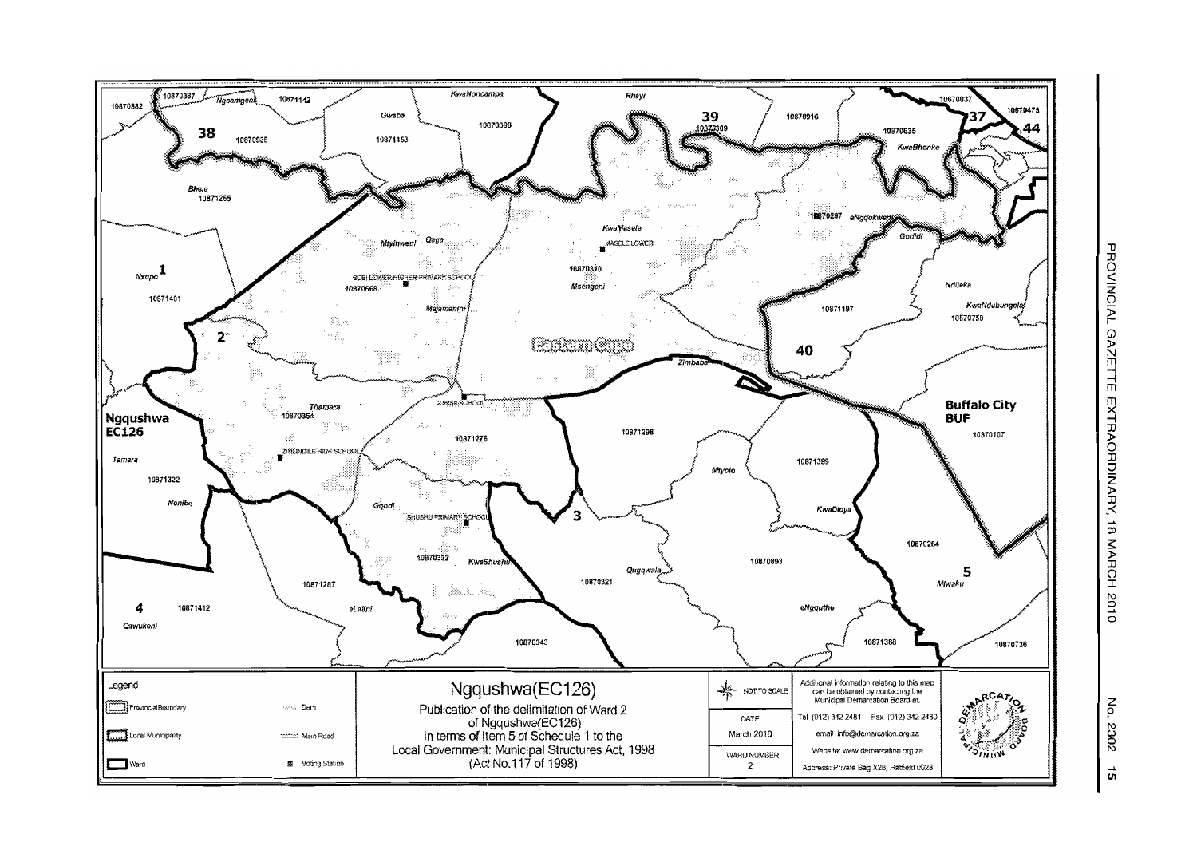# Ngqushwa(EC126)

Publication of the delimitation of Ward 2 of Ngqushwa(EC126) in terms of Item 5 of Schedule 1 to the Local Government: Municipal Structures Act, 1998 (Act No.117 of 1998)

NOT TO SCALE

DATE: March 2010

WARD NUMBER: 2

Additional information relating to this map can be obtained by contacting the Municipal Demarcation Board at:

Tel (012) 342 2481 Fax (012) 342 2480

email: info@demarcation.org.za

Website: www.demarcation.org.za

Address: Private Bag X28, Hatfield 0028

**Legend**

- Provincial Boundary
- Local Municipality
- Ward
- Dam
- Main Road
- Voting Station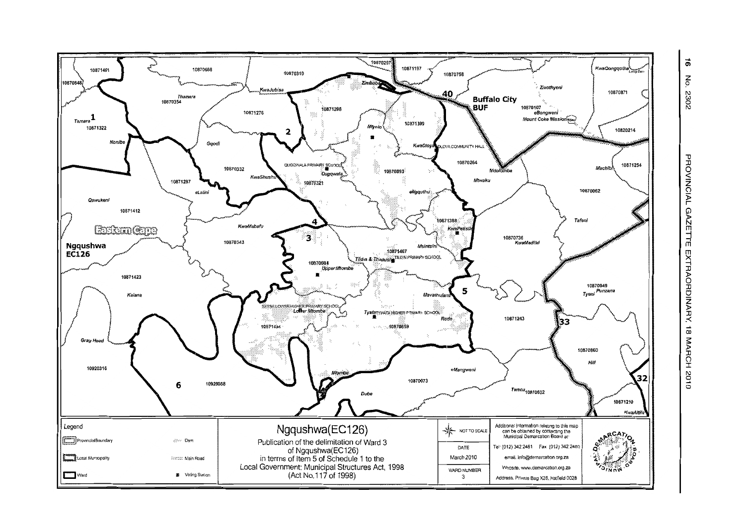Ngqushwa(EC126)

Publication of the delimitation of Ward 3 of Ngqushwa(EC126) in terms of Item 5 of Schedule 1 to the Local Government: Municipal Structures Act, 1998 (Act No.117 of 1998)

Legend

- Provincial Boundary
- Local Municipality
- Ward
- Dam
- Main Road
- Voting Station

NOT TO SCALE

| DATE | March 2010 |
|---|---|
| WARD NUMBER | 3 |

Additional information relating to this map can be obtained by contacting the Municipal Demarcation Board at:

Tel: (012) 342 2481 Fax: (012) 342 2480

email: info@demarcation.org.za

Website: www.demarcation.org.za

Address: Private Bag X28, Hatfield 0028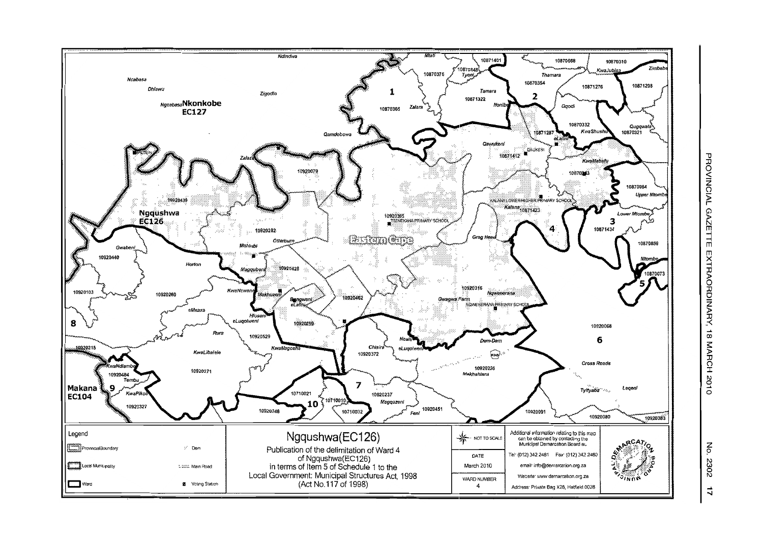# Ngqushwa(EC126)

Publication of the delimitation of Ward 4
of Ngqushwa(EC126)
in terms of Item 5 of Schedule 1 to the
Local Government: Municipal Structures Act, 1998
(Act No.117 of 1998)

**Legend**

- Provincial Boundary
- Local Municipality
- Ward
- Dam
- Main Road
- Voting Station

NOT TO SCALE

| DATE | March 2010 |
|---|---|
| WARD NUMBER | 4 |

Additional information relating to this map can be obtained by contacting the Municipal Demarcation Board at:

Tel: (012) 342 2481 Fax: (012) 342 2480

email: info@demarcation.org.za

Website: www.demarcation.org.za

Address: Private Bag X28, Hatfield 0028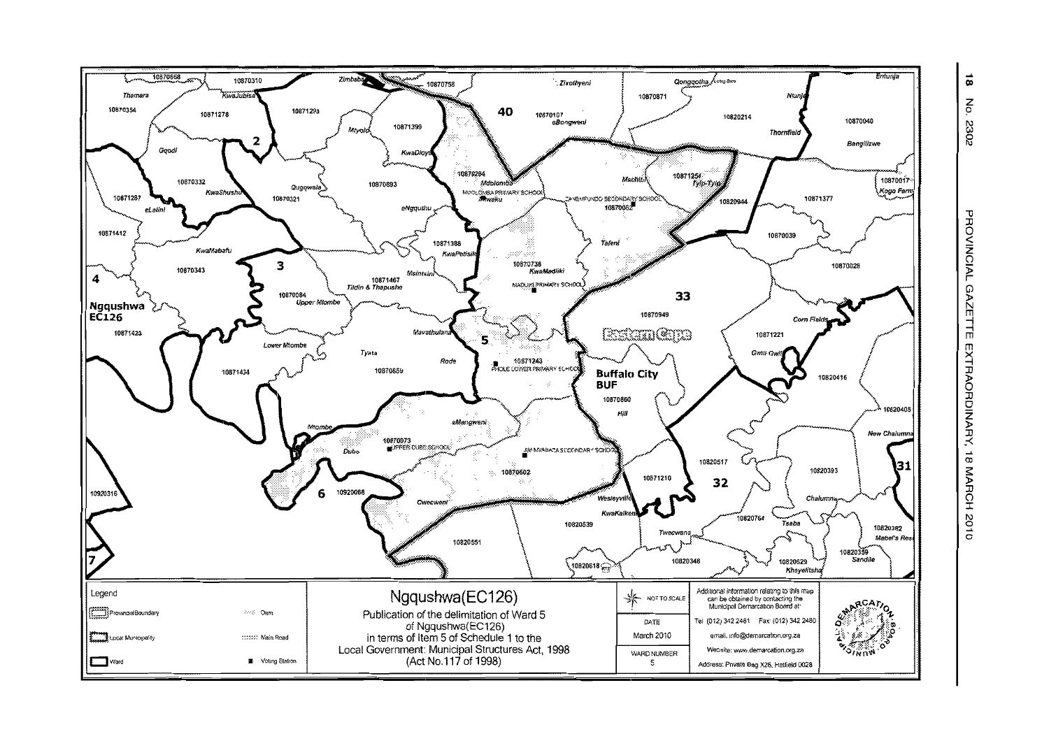# Ngqushwa(EC126)

Publication of the delimitation of Ward 5 of Ngqushwa(EC126) in terms of Item 5 of Schedule 1 to the Local Government: Municipal Structures Act, 1998 (Act No.117 of 1998)

**Legend**

- Provincial Boundary
- Local Municipality
- Ward
- Dam
- Main Road
- Voting Station

NOT TO SCALE

| DATE |
|---|
| March 2010 |

| WARD NUMBER |
|---|
| 5 |

Additional information relating to this map can be obtained by contacting the Municipal Demarcation Board at:

Tel: (012) 342 2481 Fax: (012) 342 2480

email: info@demarcation.org.za

Website: www.demarcation.org.za

Address: Private Bag X28, Hatfield 0028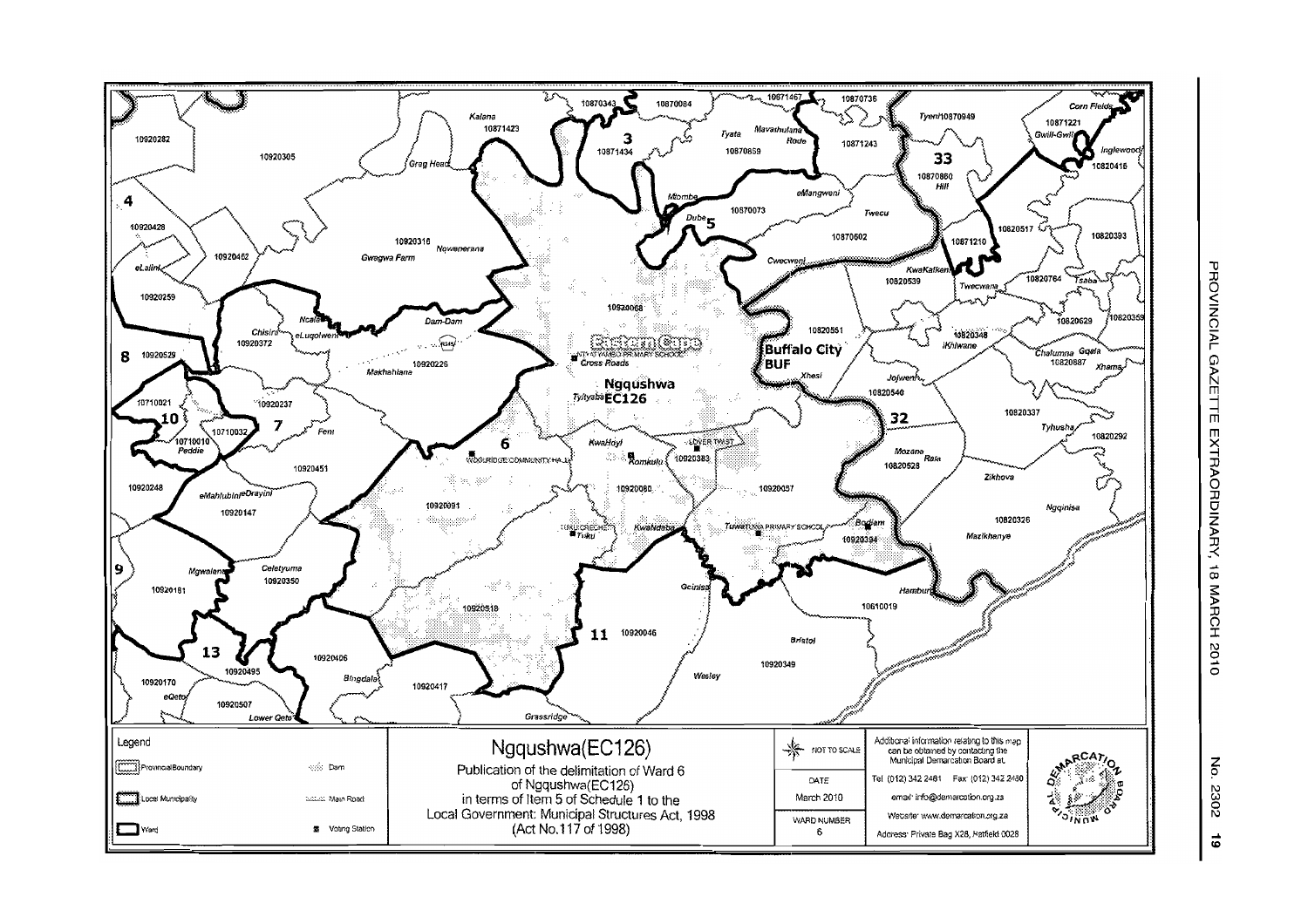# Ngqushwa(EC126)

Publication of the delimitation of Ward 6 of Ngqushwa(EC126) in terms of Item 5 of Schedule 1 to the Local Government: Municipal Structures Act, 1998 (Act No.117 of 1998)

**Legend**

- Provincial Boundary
- Local Municipality
- Ward
- Dam
- Main Road
- Voting Station

NOT TO SCALE

| DATE | March 2010 |
|---|---|
| WARD NUMBER | 6 |

Additional information relating to this map can be obtained by contacting the Municipal Demarcation Board at:

Tel: (012) 342 2481 Fax: (012) 342 2480

email: info@demarcation.org.za

Website: www.demarcation.org.za

Address: Private Bag X28, Hatfield 0028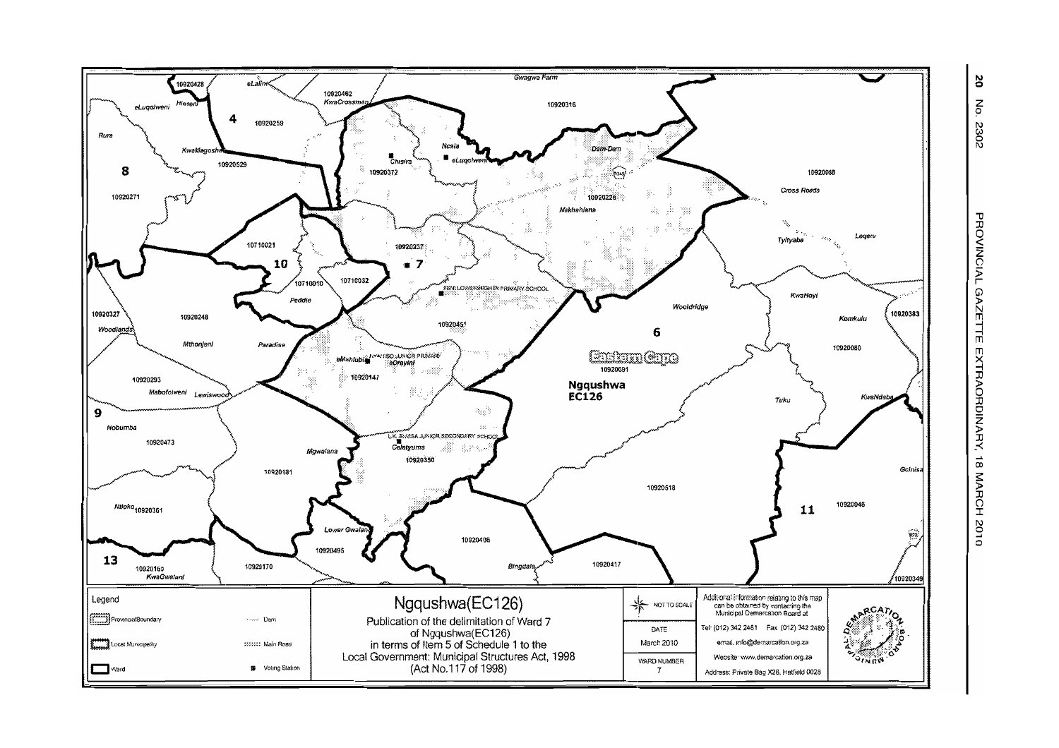# Ngqushwa(EC126)

Publication of the delimitation of Ward 7 of Ngqushwa(EC126) in terms of Item 5 of Schedule 1 to the Local Government: Municipal Structures Act, 1998 (Act No.117 of 1998)

Legend

- Provincial Boundary
- Local Municipality
- Ward
- Dam
- Main Road
- Voting Station

NOT TO SCALE

| DATE | March 2010 |
|---|---|
| WARD NUMBER | 7 |

Additional information relating to this map can be obtained by contacting the Municipal Demarcation Board at

Tel: (012) 342 2481 Fax: (012) 342 2480

email: info@demarcation.org.za

Website: www.demarcation.org.za

Address: Private Bag X28, Hatfield 0028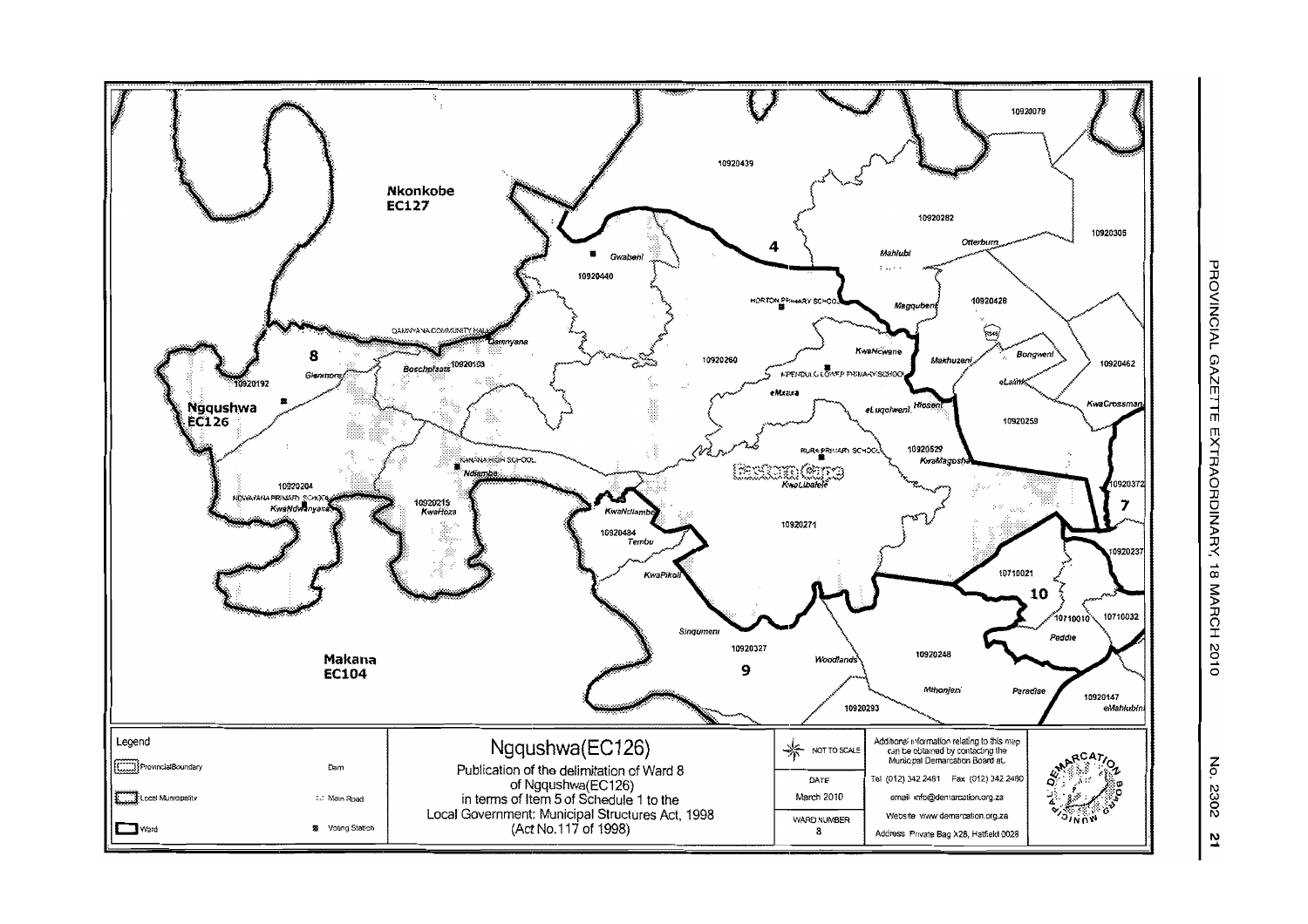# Ngqushwa(EC126)

Publication of the delimitation of Ward 8 of Ngqushwa(EC126) in terms of Item 5 of Schedule 1 to the Local Government: Municipal Structures Act, 1998 (Act No.117 of 1998)

Legend

- ProvincialBoundary
- Local Municipality
- Ward
- Dam
- Main Road
- Voting Station

NOT TO SCALE

DATE: March 2010

WARD NUMBER: 8

Additional information relating to this map can be obtained by contacting the Municipal Demarcation Board at:

Tel (012) 342 2481 Fax (012) 342 2480

email info@demarcation.org.za

Website www.demarcation.org.za

Address Private Bag X28, Hatfield 0028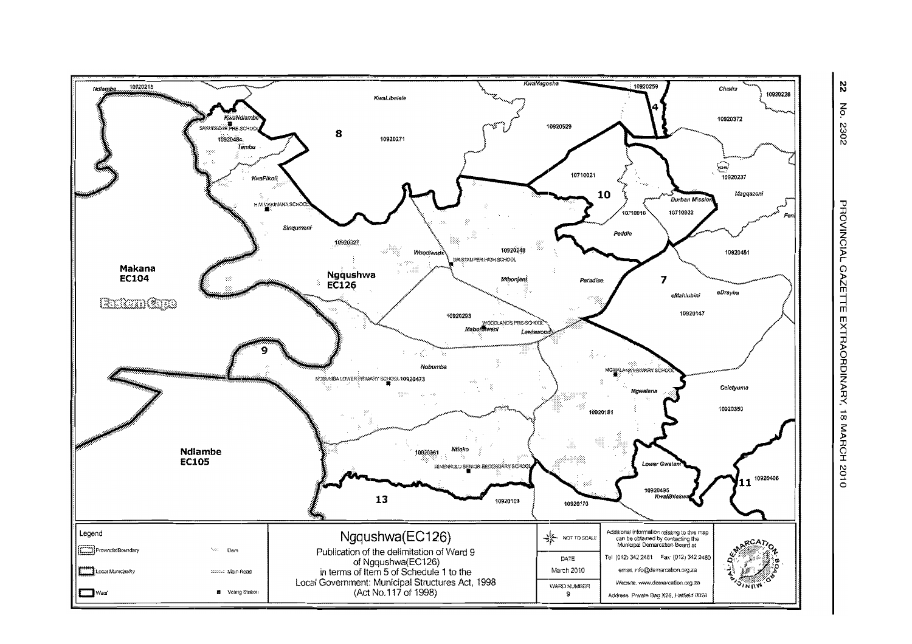Ndlambe 10920215

KwaLibalele

KwaMagosha

10920259

Chisira

10920228

4

KwaNdlambe

SAKHISIZWE PRE-SCHOOL

10920484

Tembu

8

10920271

10920529

10920372

10710021

10920237

KwaFikoli

10

Durban Mission

Mgqazeni

H.M. MAKINANA SCHOOL

10710010

10710032

Feni

Sinqumeni

Peddie

10920327

Woodlands

10920248

DR STAMPER HIGH SCHOOL

10920451

Makana
EC104

Ngqushwa
EC126

Mthonjeni

Paradise

7

Eastern Cape

eMahlubini

eDrayini

10920293

WOODLANDS PRE-SCHOOL

10920147

Mabofitweni

Lewiswood

9

Nobumba

MGWALANA PRIMARY SCHOOL

NOBUMBA LOWER PRIMARY SCHOOL 10920473

Mgwalana

Celetyuma

10920181

10920350

Ndlambe
EC105

10920361

Ntloko

MINENKULU SENIOR SECONDARY SCHOOL

Lower Gwalana

11

10920406

10920495

KwaMhlekwa

13

10920169

10920170

Legend

- Provincial Boundary
- Local Municipality
- Ward
- Dam
- Main Road
- Voting Station

# Ngqushwa(EC126)

Publication of the delimitation of Ward 9 of Ngqushwa(EC126) in terms of Item 5 of Schedule 1 to the Local Government: Municipal Structures Act, 1998 (Act No.117 of 1998)

NOT TO SCALE

DATE
March 2010

WARD NUMBER
9

Additional information relating to this map can be obtained by contacting the Municipal Demarcation Board at

Tel (012) 342 2481 Fax: (012) 342 2480

email: info@demarcation.org.za

Website: www.demarcation.org.za

Address: Private Bag X28, Hatfield 0028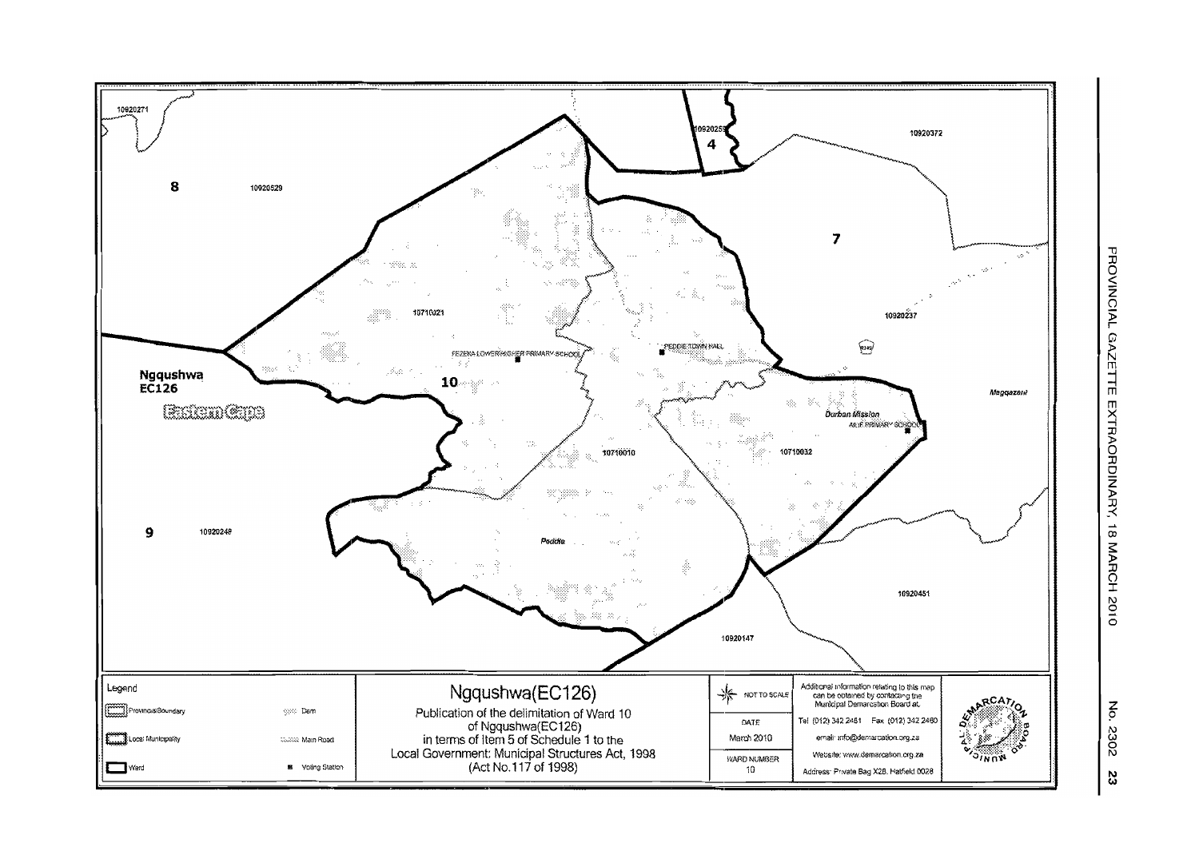10920271

8

10920529

4

10920255

10920372

7

10710021

10920237

R349

FEZEKA LOWER/HIGHER PRIMARY SCHOOL

PEDDIE TOWN HALL

**Ngqushwa**
**EC126**

**Eastern Cape**

10

Magqazeni

Durban Mission

ALIE PRIMARY SCHOOL

10710010

10710032

9

10920248

Peddie

10920451

10920147

Legend

Provincial Boundary

Local Municipality

Ward

Dam

Main Road

Voting Station

# Ngqushwa(EC126)

Publication of the delimitation of Ward 10 of Ngqushwa(EC126) in terms of Item 5 of Schedule 1 to the Local Government: Municipal Structures Act, 1998 (Act No.117 of 1998)

NOT TO SCALE

DATE

March 2010

WARD NUMBER

10

Additional information relating to this map can be obtained by contacting the Municipal Demarcation Board at:

Tel: (012) 342 2481 Fax: (012) 342 2480

email: info@demarcation.org.za

Website: www.demarcation.org.za

Address: Private Bag X28, Hatfield 0028

MUNICIPAL DEMARCATION BOARD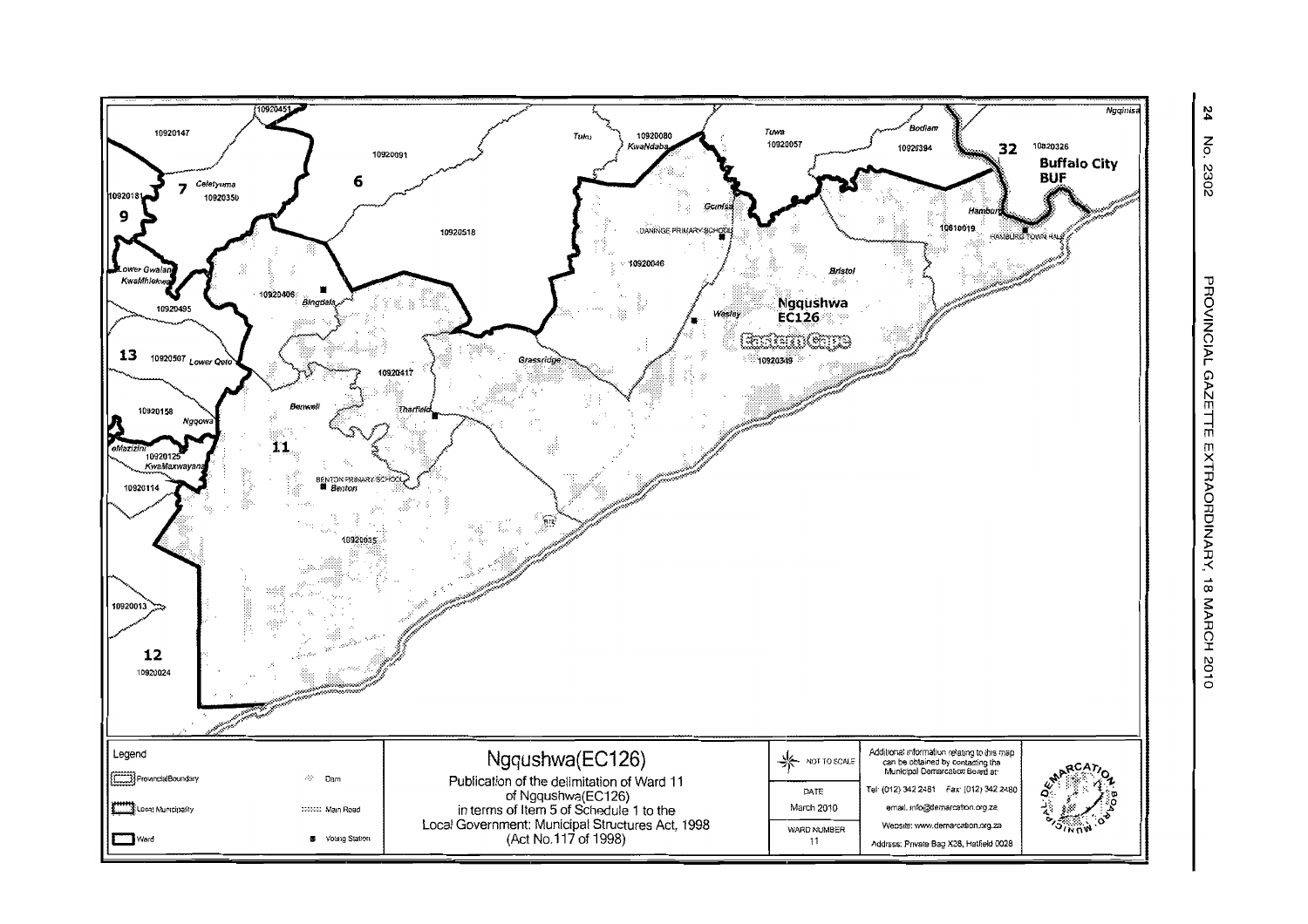# Ngqushwa(EC126)

Publication of the delimitation of Ward 11 of Ngqushwa(EC126) in terms of Item 5 of Schedule 1 to the Local Government: Municipal Structures Act, 1998 (Act No.117 of 1998)

**Legend**

- ProvincialBoundary
- Local Municipality
- Ward
- Dam
- Main Road
- Voting Station

NOT TO SCALE

| DATE | March 2010 |
|---|---|
| WARD NUMBER | 11 |

Additional information relating to this map can be obtained by contacting the Municipal Demarcation Board at:

Tel: (012) 342 2481 Fax: (012) 342 2480

email: info@demarcation.org.za

Website: www.demarcation.org.za

Address: Private Bag X28, Hatfield 0028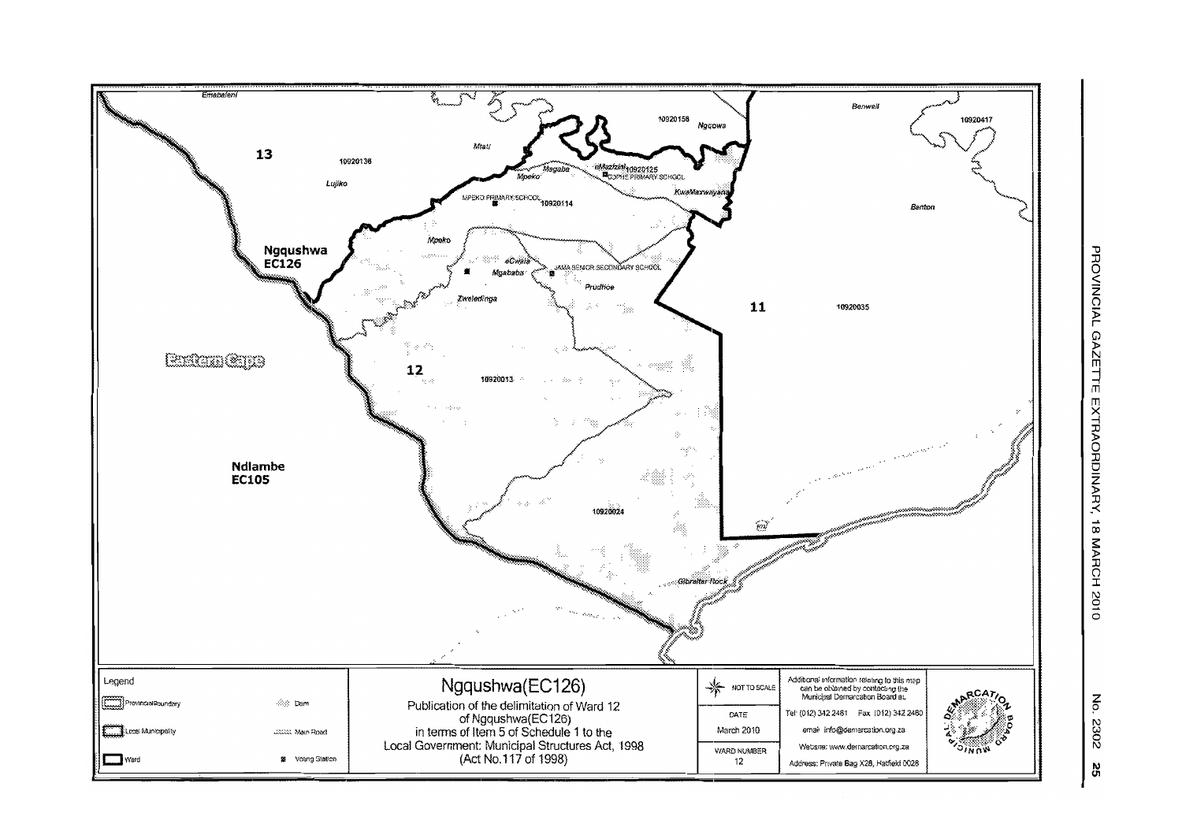Emabaleni

13

10920136

Lujiko

Mtati

Magaba

Mpeko

eMazizini

10920125

COPHE PRIMARY SCHOOL

10920158

Ngqowa

KwaMaxwayana

MPEKO PRIMARY SCHOOL

10920114

Mpeko

eCwala

Mgababa

JAMA SENIOR SECONDARY SCHOOL

Prudhoe

Zweledinga

Ngqushwa
EC126

Eastern Cape

12

10920013

11

10920035

Benwell

10920417

Benton

Ndlambe
EC105

10920024

Gibraltar Rock

Legend

Provincial Boundary

Local Municipality

Ward

Dam

Main Road

Voting Station

# Ngqushwa(EC126)

Publication of the delimitation of Ward 12 of Ngqushwa(EC126) in terms of Item 5 of Schedule 1 to the Local Government: Municipal Structures Act, 1998 (Act No.117 of 1998)

NOT TO SCALE

| DATE |
| --- |
| March 2010 |

| WARD NUMBER |
| --- |
| 12 |

Additional information relating to this map can be obtained by contacting the Municipal Demarcation Board at:

Tel: (012) 342 2481 Fax: (012) 342 2480

email: info@demarcation.org.za

Website: www.demarcation.org.za

Address: Private Bag X28, Hatfield 0028

MUNICIPAL DEMARCATION BOARD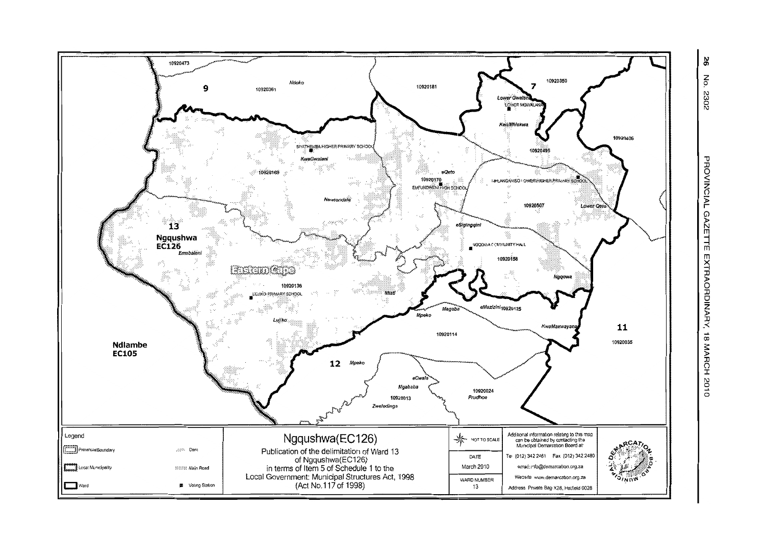9

10920473

10920361

Ntloko

10920181

7

10920350

Lower Gwalana

LOWER MGWALANA

KwaMhlekwa

10920406

10920495

SIYATHEMBA HIGHER PRIMARY SCHOOL

KwaGwalani

10920169

eQeto

10920170

EMFUNDWENI HIGH SCHOOL

HLANGANISO LOWER/HIGHER PRIMARY SCHOOL

Newtondale

10920507

Lower Qeto

13

Ngqushwa

EC126

Embaleni

eSiginqgini

NGQOWA COMMUNITY HALL

10920158

Eastern Cape

Ngqowa

10920136

LUJIKO PRIMARY SCHOOL

Mtati

Magaba

eMazizini 10920125

Mpeko

Lujiko

KwaMaxwayana

11

10920114

10920035

Ndlambe

EC105

12

Mpeko

eCwala

Mgababa

10920024

Prudhoe

10920013

Zweledinga

Legend

Provincial Boundary

Local Municipality

Ward

Dam

Main Road

Voting Station

# Ngqushwa(EC126)

Publication of the delimitation of Ward 13 of Ngqushwa(EC126) in terms of Item 5 of Schedule 1 to the Local Government: Municipal Structures Act, 1998 (Act No.117 of 1998)

NOT TO SCALE

DATE

March 2010

WARD NUMBER

13

Additional information relating to this map can be obtained by contacting the Municipal Demarcation Board at:

Tel (012) 342 2481 Fax (012) 342 2480

email: info@demarcation.org.za

Website www.demarcation.org.za

Address Private Bag X28, Hatfield 0028

MUNICIPAL DEMARCATION BOARD